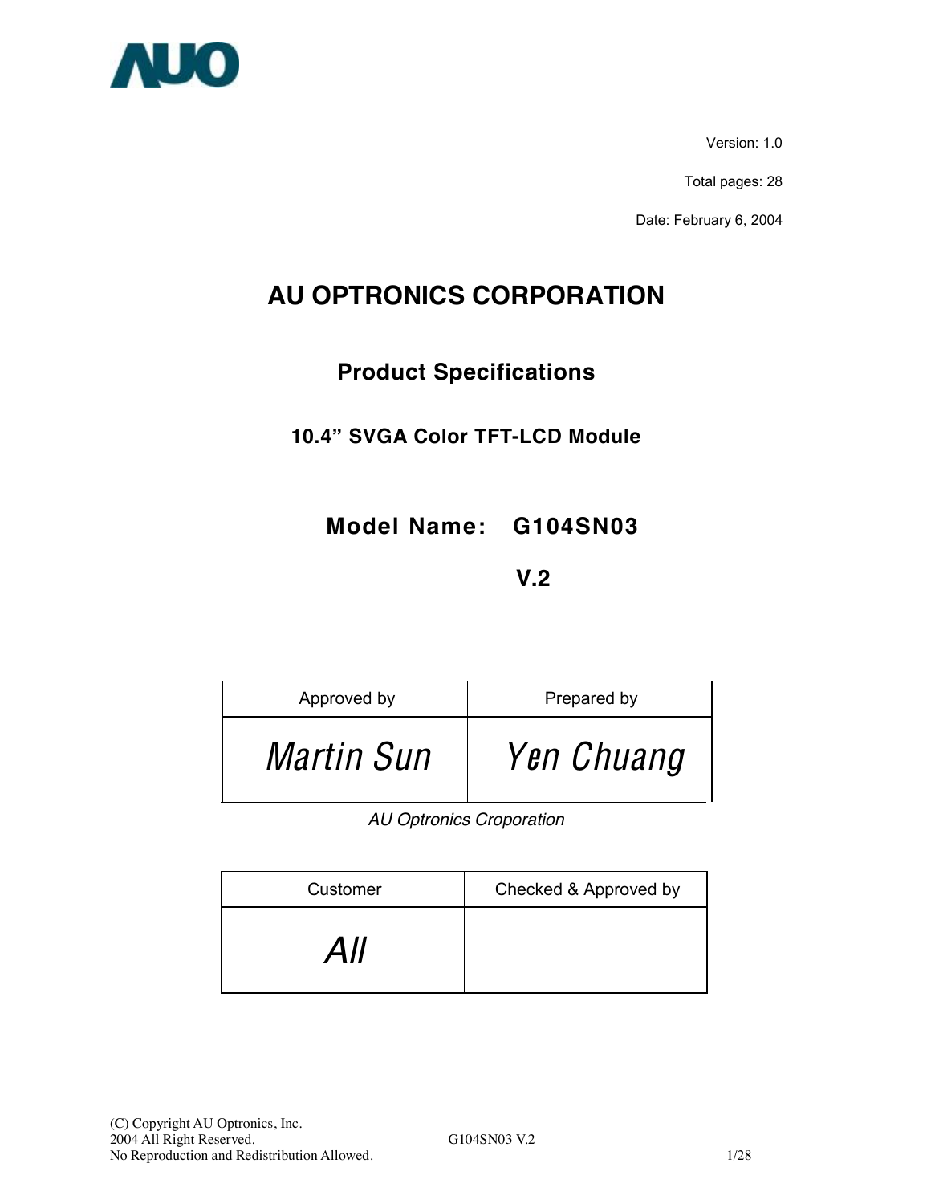AUO

Version: 1.0

Total pages: 28

Date: February 6, 2004

# AU OPTRONICS CORPORATION

## Product Specifications

### 10.4" SVGA Color TFT-LCD Module

### Model Name: G104SN03

### V.2

| Approved by | Prepared by |
| --- | --- |
| *Martin Sun* | *Yen Chuang* |

*AU Optronics Croporation*

| Customer | Checked & Approved by |
| --- | --- |
| *All* | |

(C) Copyright AU Optronics, Inc.
2004 All Right Reserved.
No Reproduction and Redistribution Allowed.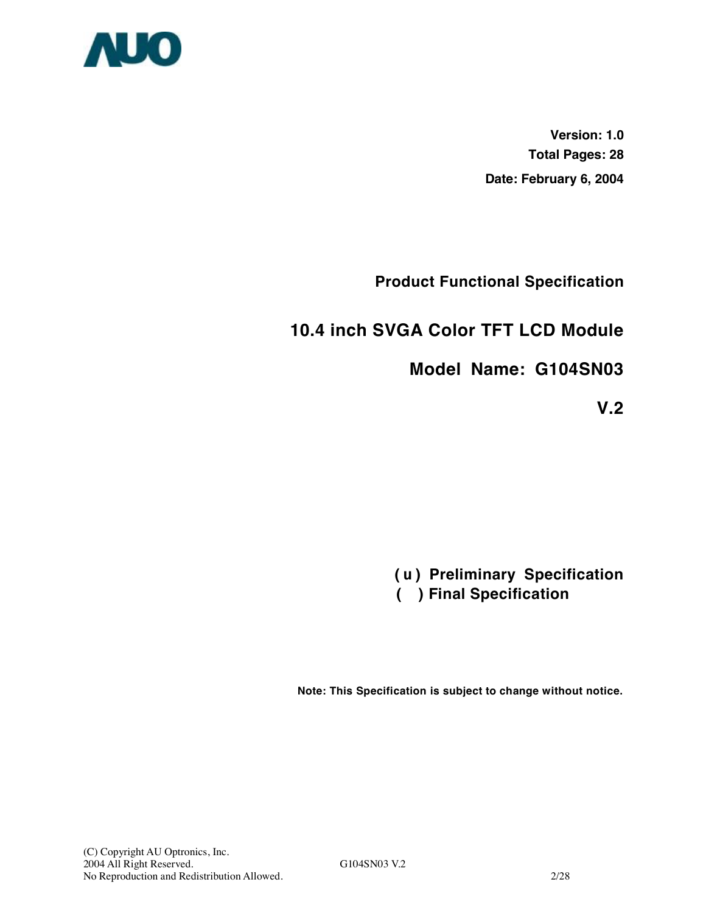**Version: 1.0**

**Total Pages: 28**

**Date: February 6, 2004**

**Product Functional Specification**

## 10.4 inch SVGA Color TFT LCD Module

## Model Name: G104SN03

## V.2

**( u ) Preliminary Specification**

**( ) Final Specification**

**Note: This Specification is subject to change without notice.**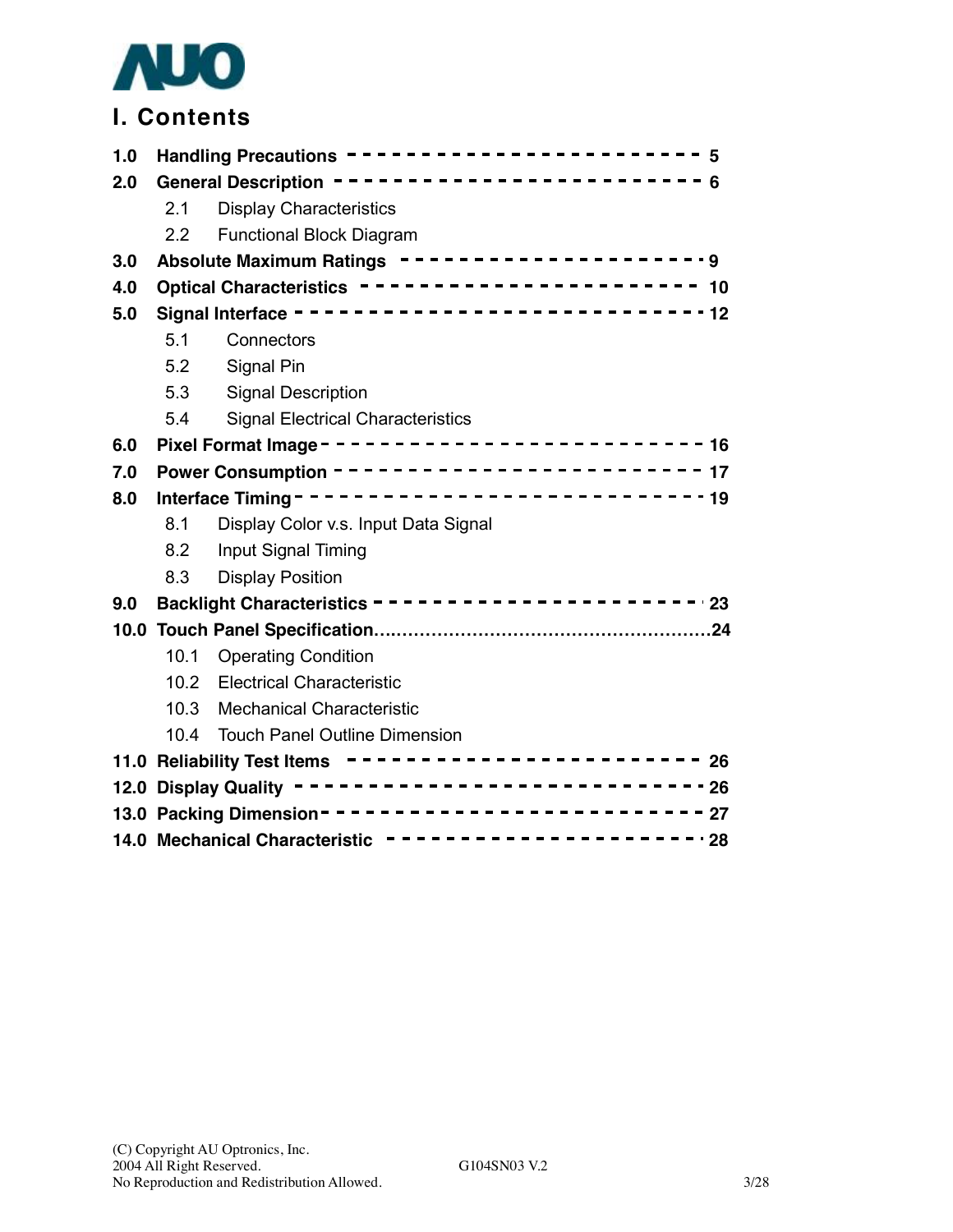# I. Contents

**1.0 Handling Precautions** ---------------------- 5

**2.0 General Description** ---------------------- 6

- 2.1 Display Characteristics
- 2.2 Functional Block Diagram

**3.0 Absolute Maximum Ratings** ---------------------- 9

**4.0 Optical Characteristics** ---------------------- 10

**5.0 Signal Interface** ---------------------- 12

- 5.1 Connectors
- 5.2 Signal Pin
- 5.3 Signal Description
- 5.4 Signal Electrical Characteristics

**6.0 Pixel Format Image** ---------------------- 16

**7.0 Power Consumption** ---------------------- 17

**8.0 Interface Timing** ---------------------- 19

- 8.1 Display Color v.s. Input Data Signal
- 8.2 Input Signal Timing
- 8.3 Display Position

**9.0 Backlight Characteristics** ---------------------- 23

**10.0 Touch Panel Specification**......................................................24

- 10.1 Operating Condition
- 10.2 Electrical Characteristic
- 10.3 Mechanical Characteristic
- 10.4 Touch Panel Outline Dimension

**11.0 Reliability Test Items** ---------------------- 26

**12.0 Display Quality** ---------------------- 26

**13.0 Packing Dimension** ---------------------- 27

**14.0 Mechanical Characteristic** ---------------------- 28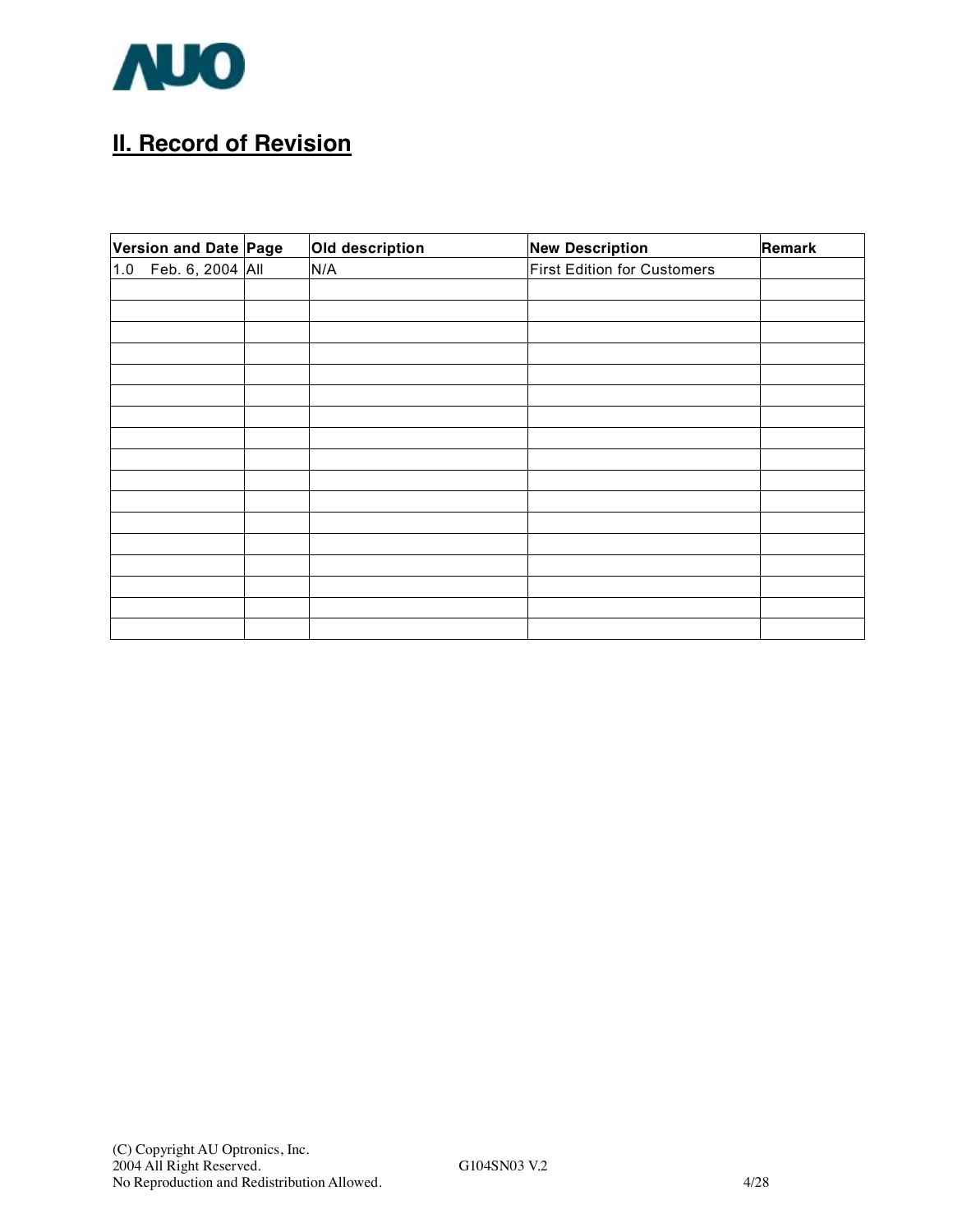## II. Record of Revision

| Version and Date | Page | Old description | New Description | Remark |
|---|---|---|---|---|
| 1.0 Feb. 6, 2004 | All | N/A | First Edition for Customers | |
| | | | | |
| | | | | |
| | | | | |
| | | | | |
| | | | | |
| | | | | |
| | | | | |
| | | | | |
| | | | | |
| | | | | |
| | | | | |
| | | | | |
| | | | | |
| | | | | |
| | | | | |
| | | | | |
| | | | | |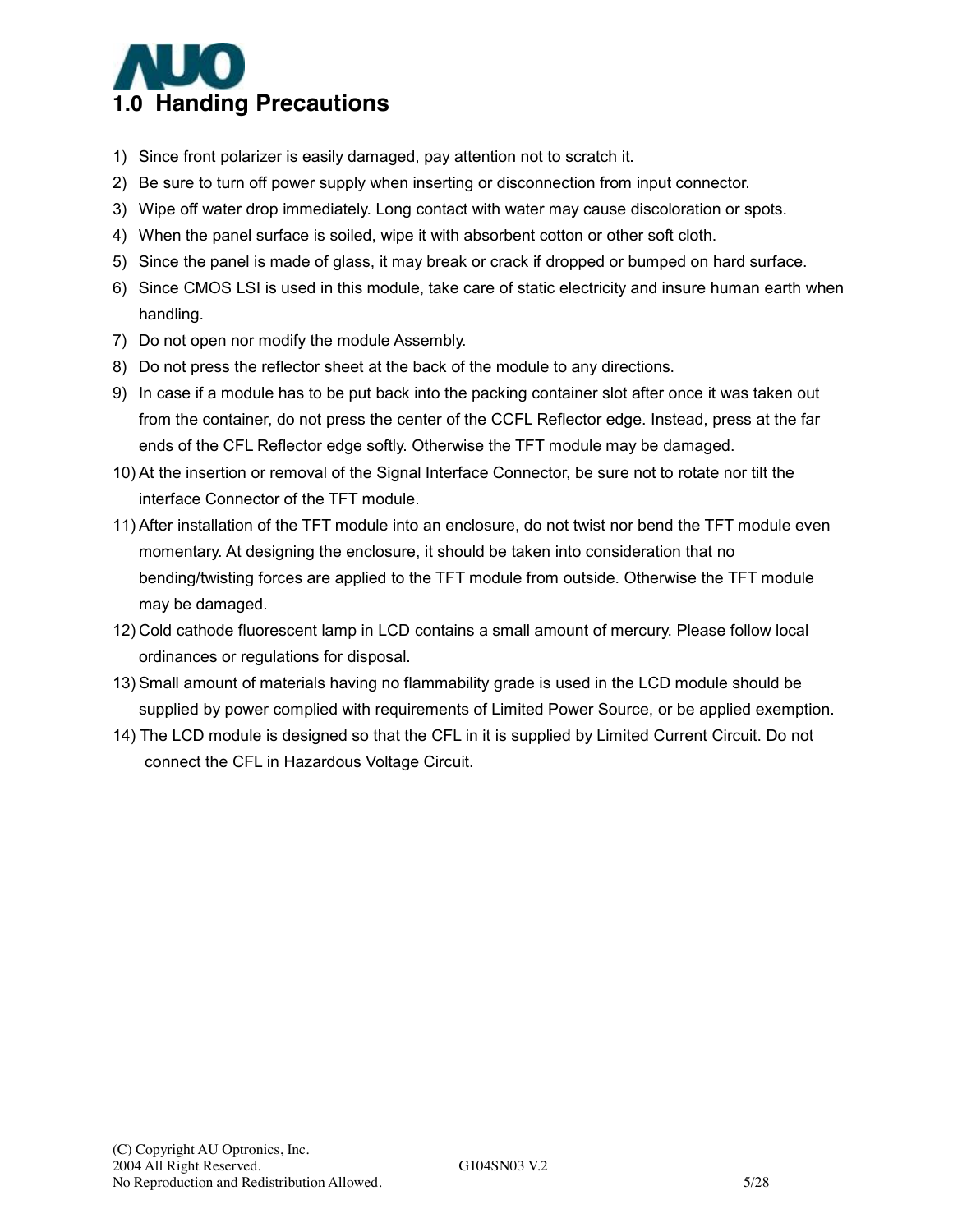# 1.0 Handing Precautions

1) Since front polarizer is easily damaged, pay attention not to scratch it.
2) Be sure to turn off power supply when inserting or disconnection from input connector.
3) Wipe off water drop immediately. Long contact with water may cause discoloration or spots.
4) When the panel surface is soiled, wipe it with absorbent cotton or other soft cloth.
5) Since the panel is made of glass, it may break or crack if dropped or bumped on hard surface.
6) Since CMOS LSI is used in this module, take care of static electricity and insure human earth when handling.
7) Do not open nor modify the module Assembly.
8) Do not press the reflector sheet at the back of the module to any directions.
9) In case if a module has to be put back into the packing container slot after once it was taken out from the container, do not press the center of the CCFL Reflector edge. Instead, press at the far ends of the CFL Reflector edge softly. Otherwise the TFT module may be damaged.
10) At the insertion or removal of the Signal Interface Connector, be sure not to rotate nor tilt the interface Connector of the TFT module.
11) After installation of the TFT module into an enclosure, do not twist nor bend the TFT module even momentary. At designing the enclosure, it should be taken into consideration that no bending/twisting forces are applied to the TFT module from outside. Otherwise the TFT module may be damaged.
12) Cold cathode fluorescent lamp in LCD contains a small amount of mercury. Please follow local ordinances or regulations for disposal.
13) Small amount of materials having no flammability grade is used in the LCD module should be supplied by power complied with requirements of Limited Power Source, or be applied exemption.
14) The LCD module is designed so that the CFL in it is supplied by Limited Current Circuit. Do not connect the CFL in Hazardous Voltage Circuit.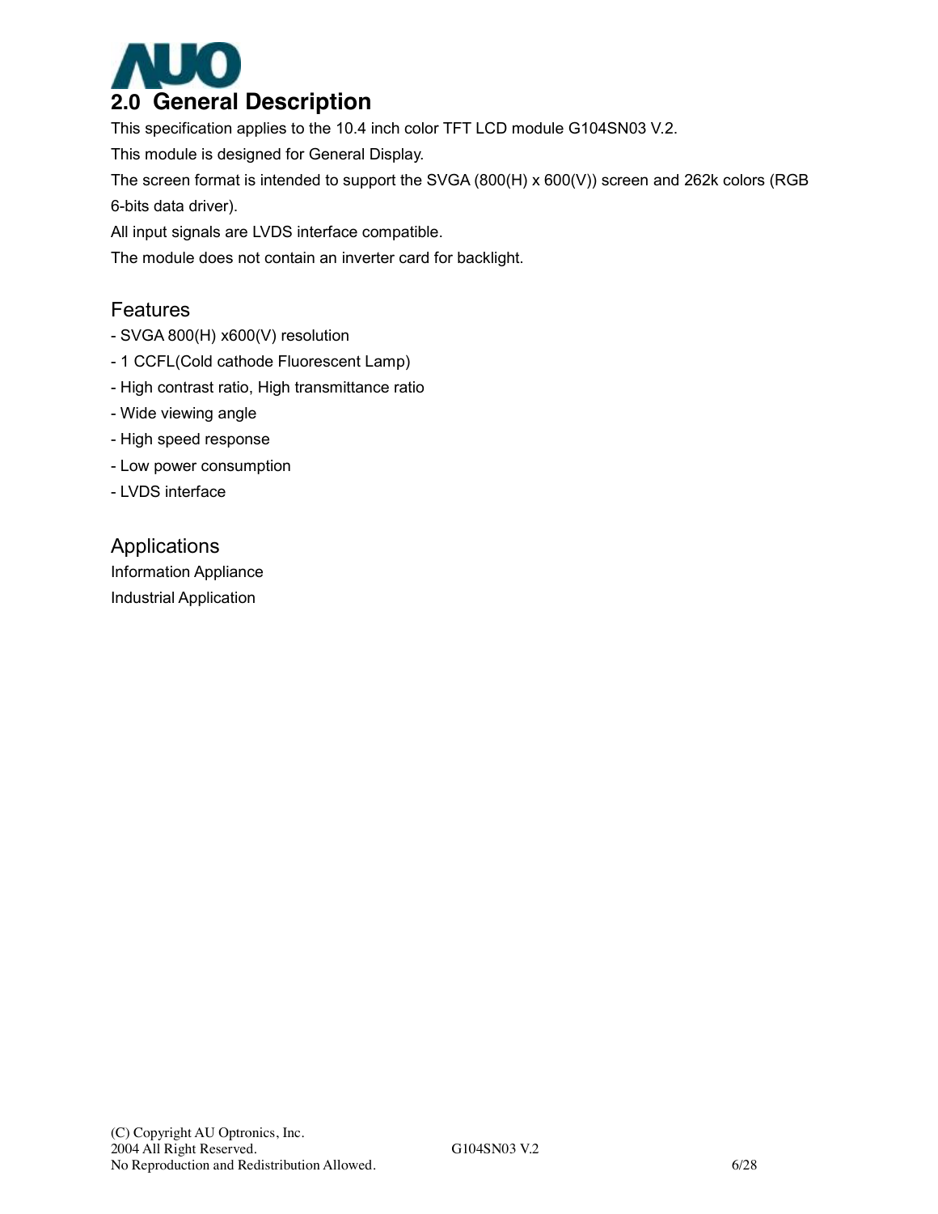## 2.0 General Description

This specification applies to the 10.4 inch color TFT LCD module G104SN03 V.2.

This module is designed for General Display.

The screen format is intended to support the SVGA (800(H) x 600(V)) screen and 262k colors (RGB 6-bits data driver).

All input signals are LVDS interface compatible.

The module does not contain an inverter card for backlight.

### Features

- SVGA 800(H) x600(V) resolution
- 1 CCFL(Cold cathode Fluorescent Lamp)
- High contrast ratio, High transmittance ratio
- Wide viewing angle
- High speed response
- Low power consumption
- LVDS interface

### Applications

Information Appliance

Industrial Application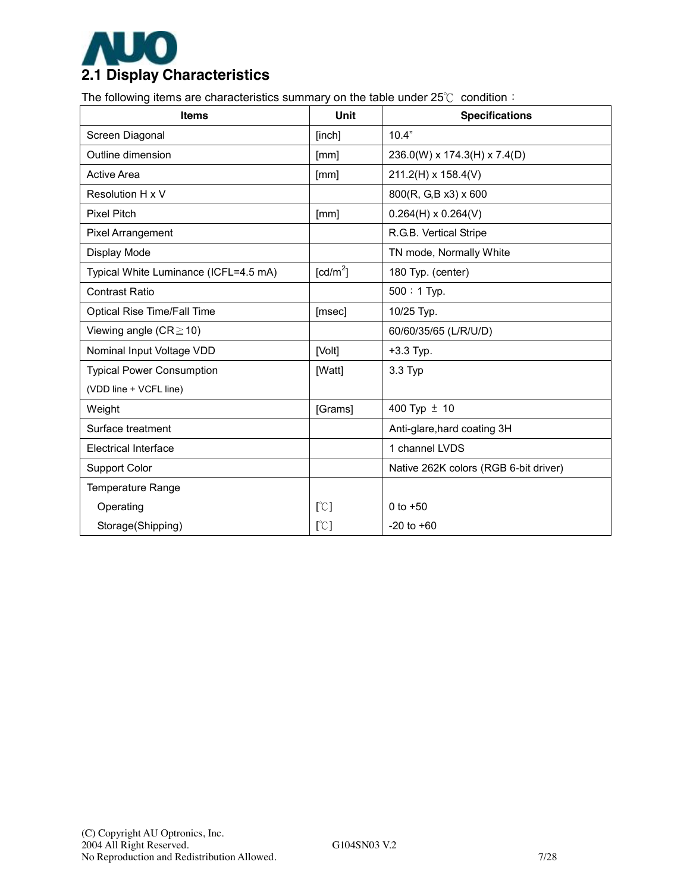## 2.1 Display Characteristics

The following items are characteristics summary on the table under 25℃ condition：

| Items | Unit | Specifications |
|---|---|---|
| Screen Diagonal | [inch] | 10.4” |
| Outline dimension | [mm] | 236.0(W) x 174.3(H) x 7.4(D) |
| Active Area | [mm] | 211.2(H) x 158.4(V) |
| Resolution H x V | | 800(R, G,B x3) x 600 |
| Pixel Pitch | [mm] | 0.264(H) x 0.264(V) |
| Pixel Arrangement | | R.G.B. Vertical Stripe |
| Display Mode | | TN mode, Normally White |
| Typical White Luminance (ICFL=4.5 mA) | [cd/m$^2$] | 180 Typ. (center) |
| Contrast Ratio | | 500：1 Typ. |
| Optical Rise Time/Fall Time | [msec] | 10/25 Typ. |
| Viewing angle (CR≧10) | | 60/60/35/65 (L/R/U/D) |
| Nominal Input Voltage VDD | [Volt] | +3.3 Typ. |
| Typical Power Consumption (VDD line + VCFL line) | [Watt] | 3.3 Typ |
| Weight | [Grams] | 400 Typ ± 10 |
| Surface treatment | | Anti-glare,hard coating 3H |
| Electrical Interface | | 1 channel LVDS |
| Support Color | | Native 262K colors (RGB 6-bit driver) |
| Temperature Range | | |
| Operating | [℃] | 0 to +50 |
| Storage(Shipping) | [℃] | -20 to +60 |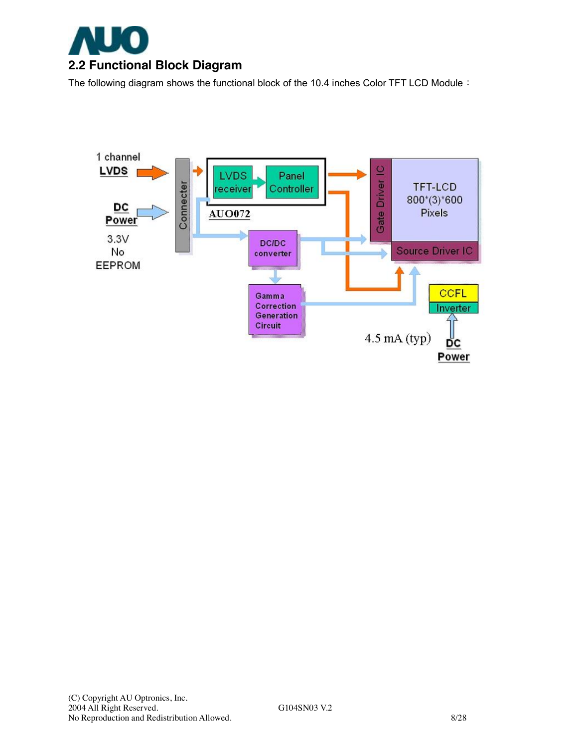## 2.2 Functional Block Diagram

The following diagram shows the functional block of the 10.4 inches Color TFT LCD Module：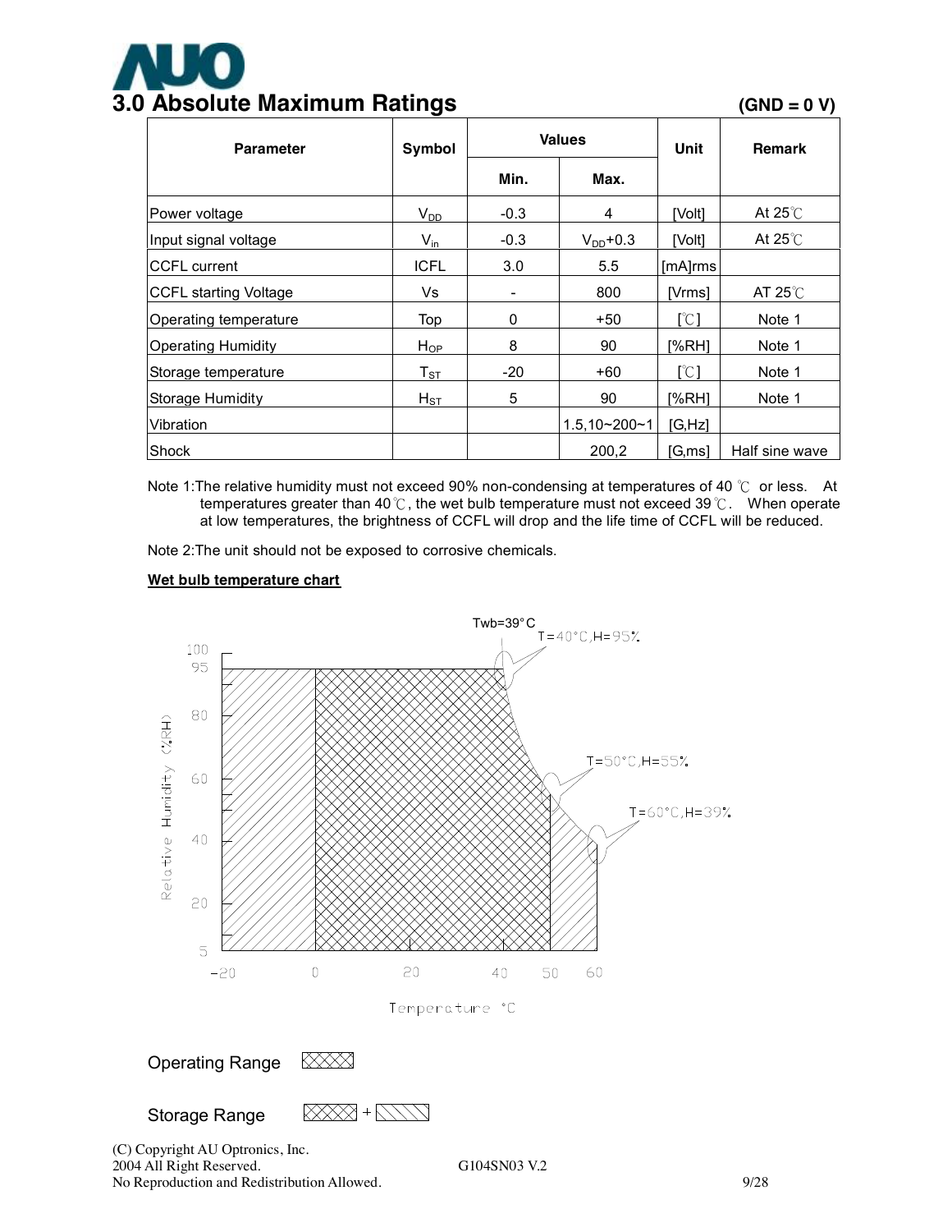# 3.0 Absolute Maximum Ratings

**(GND = 0 V)**

| Parameter | Symbol | Values | | Unit | Remark |
|---|---|---|---|---|---|
| | | Min. | Max. | | |
| Power voltage | $V_{DD}$ | -0.3 | 4 | [Volt] | At 25℃ |
| Input signal voltage | $V_{in}$ | -0.3 | $V_{DD}$+0.3 | [Volt] | At 25℃ |
| CCFL current | ICFL | 3.0 | 5.5 | [mA]rms | |
| CCFL starting Voltage | Vs | - | 800 | [Vrms] | AT 25℃ |
| Operating temperature | Top | 0 | +50 | [℃] | Note 1 |
| Operating Humidity | $H_{OP}$ | 8 | 90 | [%RH] | Note 1 |
| Storage temperature | $T_{ST}$ | -20 | +60 | [℃] | Note 1 |
| Storage Humidity | $H_{ST}$ | 5 | 90 | [%RH] | Note 1 |
| Vibration | | | 1.5,10~200~1 | [G,Hz] | |
| Shock | | | 200,2 | [G,ms] | Half sine wave |

Note 1:The relative humidity must not exceed 90% non-condensing at temperatures of 40 ℃ or less. At temperatures greater than 40℃, the wet bulb temperature must not exceed 39℃. When operate at low temperatures, the brightness of CCFL will drop and the life time of CCFL will be reduced.

Note 2:The unit should not be exposed to corrosive chemicals.

**Wet bulb temperature chart**

Operating Range

Storage Range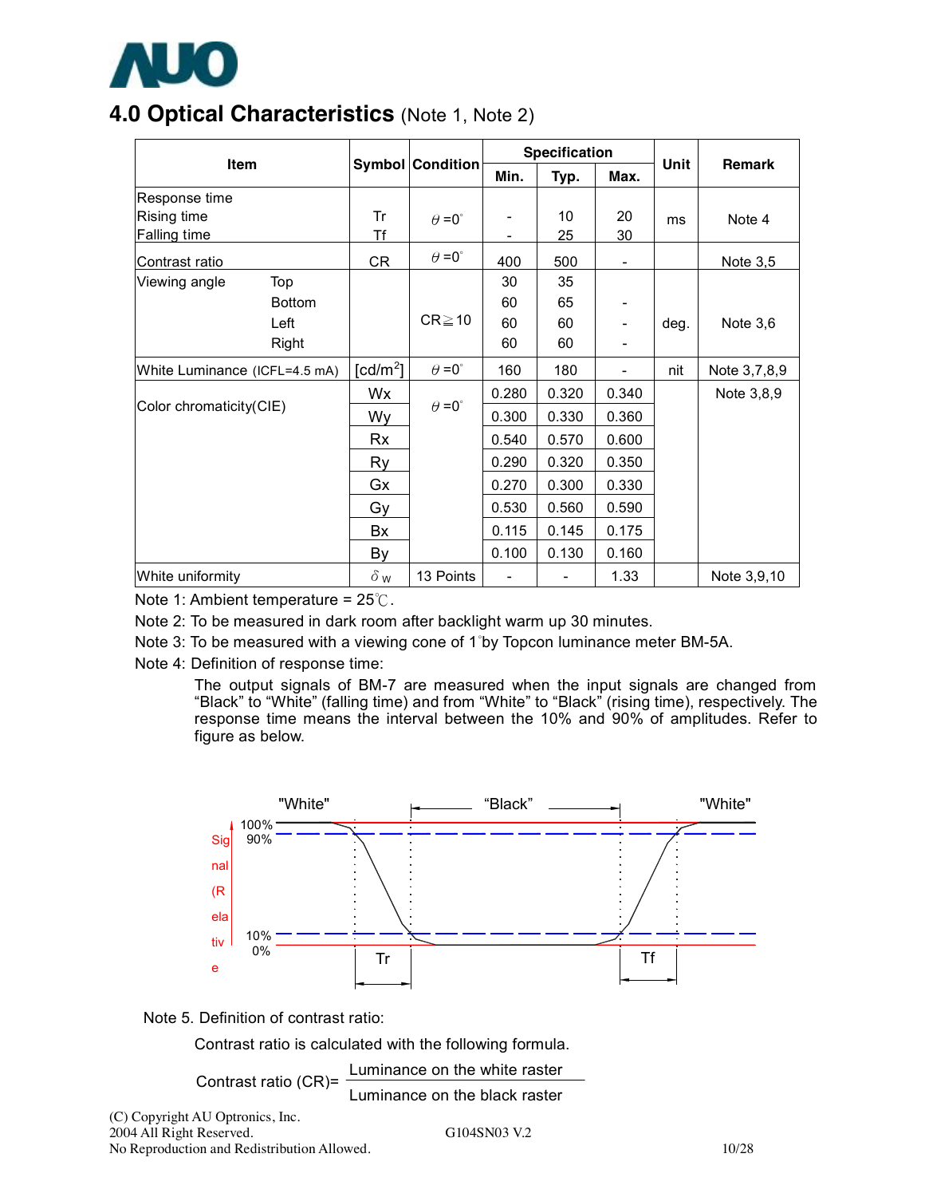## 4.0 Optical Characteristics (Note 1, Note 2)

| Item | | Symbol | Condition | Specification | | | Unit | Remark |
|---|---|---|---|---|---|---|---|---|
| | | | | Min. | Typ. | Max. | | |
| Response time | Rising time | Tr | $\theta$=0° | - | 10 | 20 | ms | Note 4 |
| | Falling time | Tf | | - | 25 | 30 | | |
| Contrast ratio | | CR | $\theta$=0° | 400 | 500 | - | | Note 3,5 |
| Viewing angle | Top | | CR≧10 | 30 | 35 | | deg. | Note 3,6 |
| | Bottom | | | 60 | 65 | - | | |
| | Left | | | 60 | 60 | - | | |
| | Right | | | 60 | 60 | - | | |
| White Luminance (ICFL=4.5 mA) | | [cd/m²] | $\theta$=0° | 160 | 180 | - | nit | Note 3,7,8,9 |
| Color chromaticity(CIE) | | Wx | $\theta$=0° | 0.280 | 0.320 | 0.340 | | Note 3,8,9 |
| | | Wy | | 0.300 | 0.330 | 0.360 | | |
| | | Rx | | 0.540 | 0.570 | 0.600 | | |
| | | Ry | | 0.290 | 0.320 | 0.350 | | |
| | | Gx | | 0.270 | 0.300 | 0.330 | | |
| | | Gy | | 0.530 | 0.560 | 0.590 | | |
| | | Bx | | 0.115 | 0.145 | 0.175 | | |
| | | By | | 0.100 | 0.130 | 0.160 | | |
| White uniformity | | $\delta_W$ | 13 Points | - | - | 1.33 | | Note 3,9,10 |

Note 1: Ambient temperature = 25℃.

Note 2: To be measured in dark room after backlight warm up 30 minutes.

Note 3: To be measured with a viewing cone of 1°by Topcon luminance meter BM-5A.

Note 4: Definition of response time:

The output signals of BM-7 are measured when the input signals are changed from "Black" to "White" (falling time) and from "White" to "Black" (rising time), respectively. The response time means the interval between the 10% and 90% of amplitudes. Refer to figure as below.

"White" "Black" "White"

Signal (Relative) 100% 90% 10% 0% Tr Tf

Note 5. Definition of contrast ratio:

Contrast ratio is calculated with the following formula.

$$\text{Contrast ratio (CR)} = \frac{\text{Luminance on the white raster}}{\text{Luminance on the black raster}}$$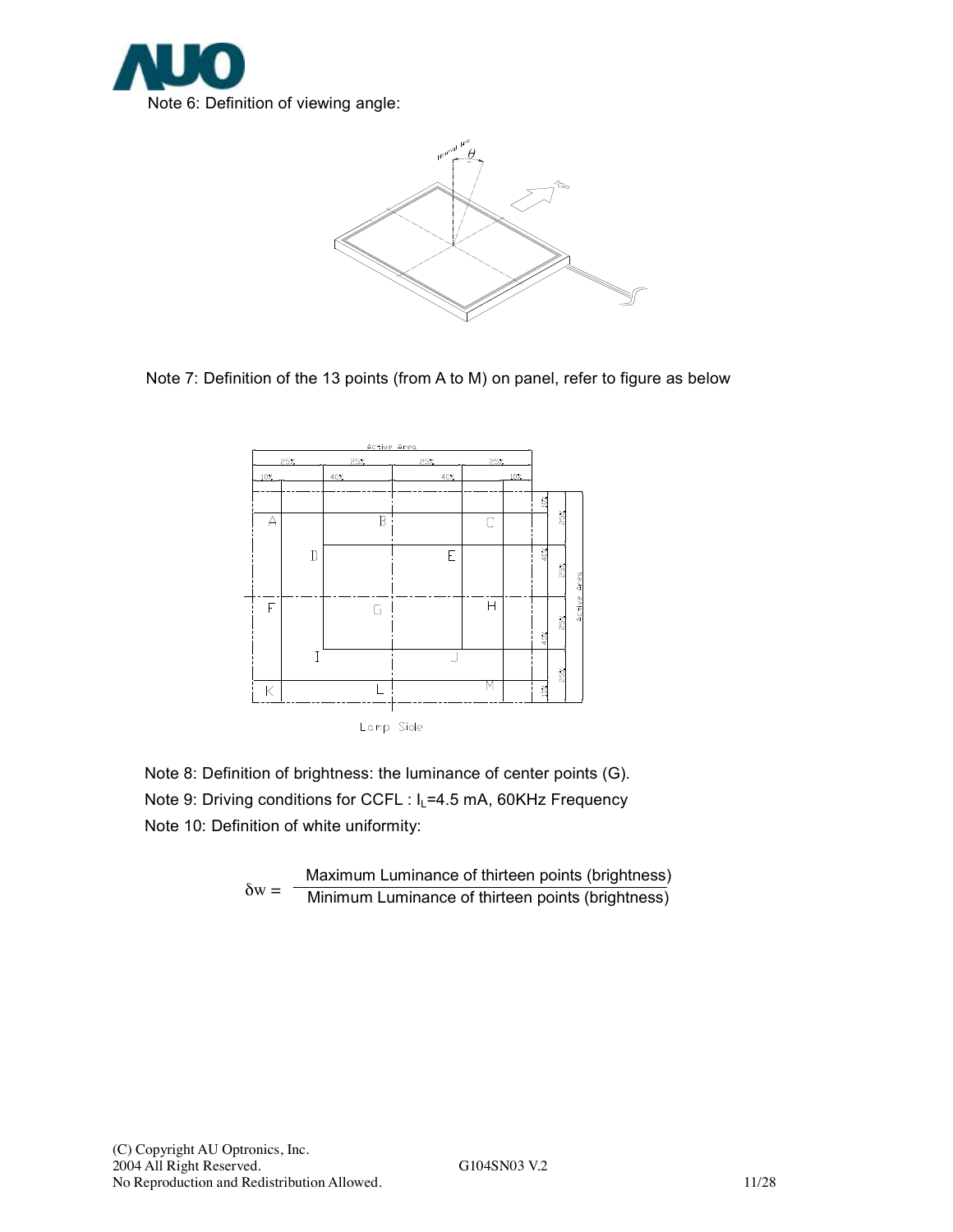Note 6: Definition of viewing angle:

Note 7: Definition of the 13 points (from A to M) on panel, refer to figure as below

Note 8: Definition of brightness: the luminance of center points (G).

Note 9: Driving conditions for CCFL : $I_L$=4.5 mA, 60KHz Frequency

Note 10: Definition of white uniformity:

$$\delta w = \frac{\text{Maximum Luminance of thirteen points (brightness)}}{\text{Minimum Luminance of thirteen points (brightness)}}$$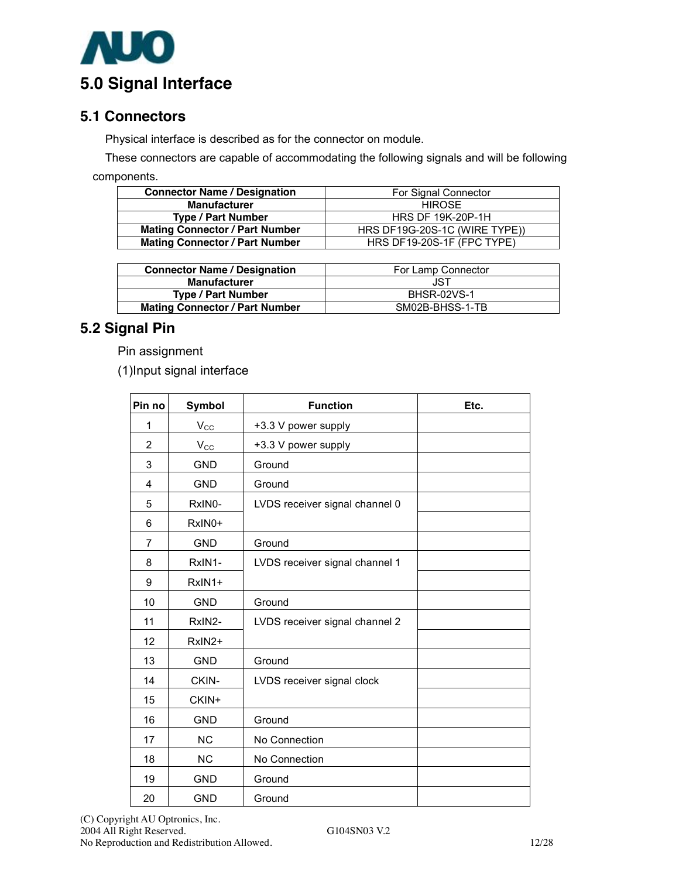# 5.0 Signal Interface

## 5.1 Connectors

Physical interface is described as for the connector on module.

These connectors are capable of accommodating the following signals and will be following components.

| Connector Name / Designation | For Signal Connector |
|---|---|
| Manufacturer | HIROSE |
| Type / Part Number | HRS DF 19K-20P-1H |
| Mating Connector / Part Number | HRS DF19G-20S-1C (WIRE TYPE)) |
| Mating Connector / Part Number | HRS DF19-20S-1F (FPC TYPE) |

| Connector Name / Designation | For Lamp Connector |
|---|---|
| Manufacturer | JST |
| Type / Part Number | BHSR-02VS-1 |
| Mating Connector / Part Number | SM02B-BHSS-1-TB |

## 5.2 Signal Pin

Pin assignment

(1)Input signal interface

| Pin no | Symbol | Function | Etc. |
|---|---|---|---|
| 1 | $V_{CC}$ | +3.3 V power supply | |
| 2 | $V_{CC}$ | +3.3 V power supply | |
| 3 | GND | Ground | |
| 4 | GND | Ground | |
| 5 | RxIN0- | LVDS receiver signal channel 0 | |
| 6 | RxIN0+ | | |
| 7 | GND | Ground | |
| 8 | RxIN1- | LVDS receiver signal channel 1 | |
| 9 | RxIN1+ | | |
| 10 | GND | Ground | |
| 11 | RxIN2- | LVDS receiver signal channel 2 | |
| 12 | RxIN2+ | | |
| 13 | GND | Ground | |
| 14 | CKIN- | LVDS receiver signal clock | |
| 15 | CKIN+ | | |
| 16 | GND | Ground | |
| 17 | NC | No Connection | |
| 18 | NC | No Connection | |
| 19 | GND | Ground | |
| 20 | GND | Ground | |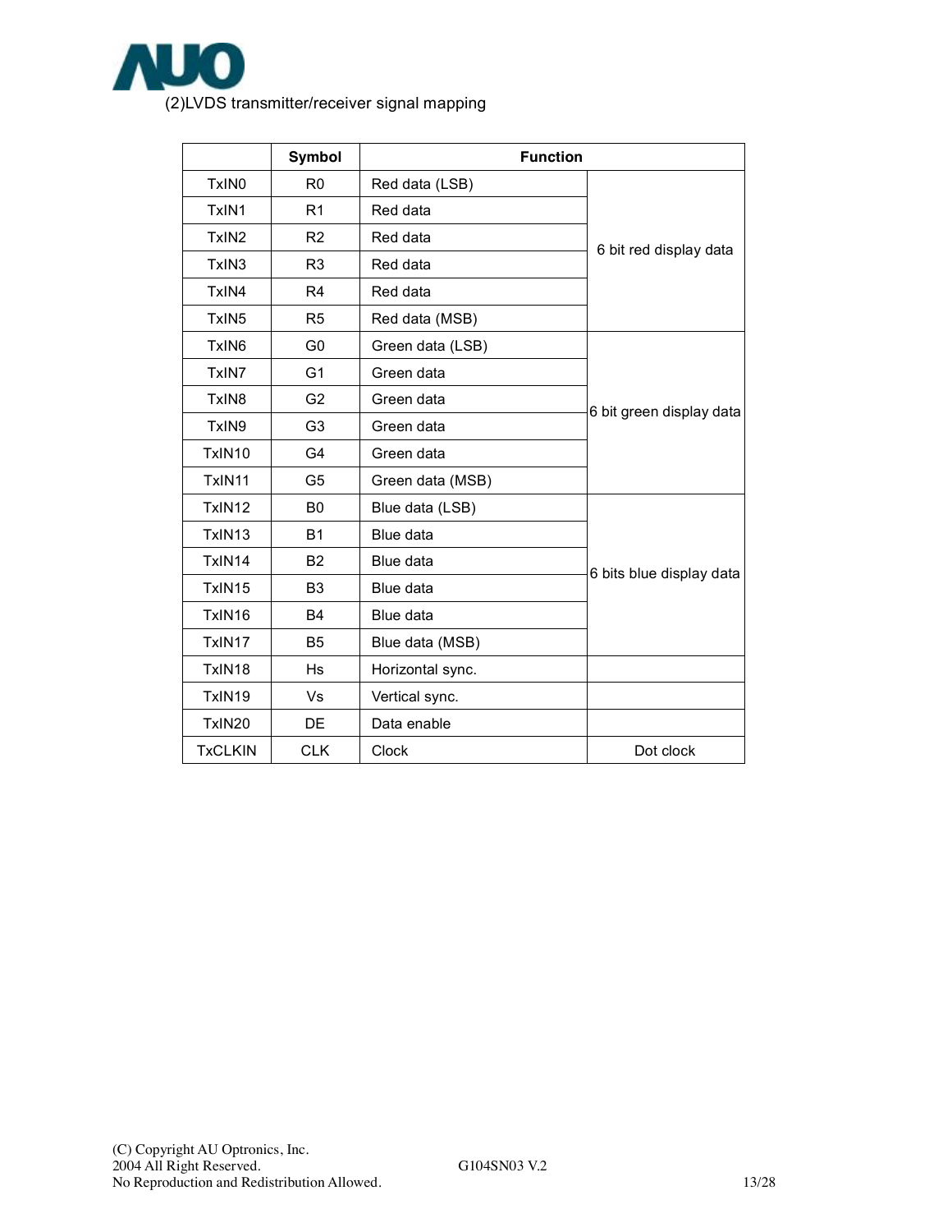(2)LVDS transmitter/receiver signal mapping

| | Symbol | Function | |
|---|---|---|---|
| TxIN0 | R0 | Red data (LSB) | 6 bit red display data |
| TxIN1 | R1 | Red data | |
| TxIN2 | R2 | Red data | |
| TxIN3 | R3 | Red data | |
| TxIN4 | R4 | Red data | |
| TxIN5 | R5 | Red data (MSB) | |
| TxIN6 | G0 | Green data (LSB) | 6 bit green display data |
| TxIN7 | G1 | Green data | |
| TxIN8 | G2 | Green data | |
| TxIN9 | G3 | Green data | |
| TxIN10 | G4 | Green data | |
| TxIN11 | G5 | Green data (MSB) | |
| TxIN12 | B0 | Blue data (LSB) | 6 bits blue display data |
| TxIN13 | B1 | Blue data | |
| TxIN14 | B2 | Blue data | |
| TxIN15 | B3 | Blue data | |
| TxIN16 | B4 | Blue data | |
| TxIN17 | B5 | Blue data (MSB) | |
| TxIN18 | Hs | Horizontal sync. | |
| TxIN19 | Vs | Vertical sync. | |
| TxIN20 | DE | Data enable | |
| TxCLKIN | CLK | Clock | Dot clock |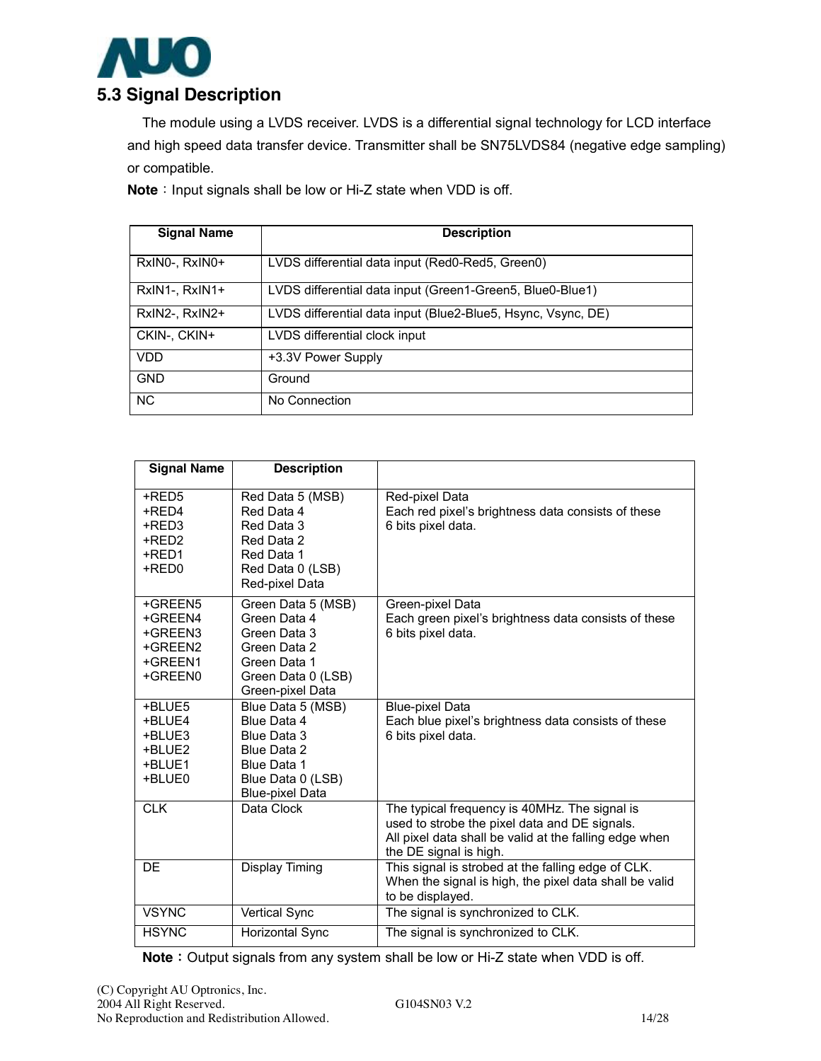## 5.3 Signal Description

The module using a LVDS receiver. LVDS is a differential signal technology for LCD interface and high speed data transfer device. Transmitter shall be SN75LVDS84 (negative edge sampling) or compatible.

**Note**：Input signals shall be low or Hi-Z state when VDD is off.

| Signal Name | Description |
|---|---|
| RxIN0-, RxIN0+ | LVDS differential data input (Red0-Red5, Green0) |
| RxIN1-, RxIN1+ | LVDS differential data input (Green1-Green5, Blue0-Blue1) |
| RxIN2-, RxIN2+ | LVDS differential data input (Blue2-Blue5, Hsync, Vsync, DE) |
| CKIN-, CKIN+ | LVDS differential clock input |
| VDD | +3.3V Power Supply |
| GND | Ground |
| NC | No Connection |

| Signal Name | Description | |
|---|---|---|
| +RED5<br>+RED4<br>+RED3<br>+RED2<br>+RED1<br>+RED0 | Red Data 5 (MSB)<br>Red Data 4<br>Red Data 3<br>Red Data 2<br>Red Data 1<br>Red Data 0 (LSB)<br>Red-pixel Data | Red-pixel Data<br>Each red pixel's brightness data consists of these 6 bits pixel data. |
| +GREEN5<br>+GREEN4<br>+GREEN3<br>+GREEN2<br>+GREEN1<br>+GREEN0 | Green Data 5 (MSB)<br>Green Data 4<br>Green Data 3<br>Green Data 2<br>Green Data 1<br>Green Data 0 (LSB)<br>Green-pixel Data | Green-pixel Data<br>Each green pixel's brightness data consists of these 6 bits pixel data. |
| +BLUE5<br>+BLUE4<br>+BLUE3<br>+BLUE2<br>+BLUE1<br>+BLUE0 | Blue Data 5 (MSB)<br>Blue Data 4<br>Blue Data 3<br>Blue Data 2<br>Blue Data 1<br>Blue Data 0 (LSB)<br>Blue-pixel Data | Blue-pixel Data<br>Each blue pixel's brightness data consists of these 6 bits pixel data. |
| CLK | Data Clock | The typical frequency is 40MHz. The signal is used to strobe the pixel data and DE signals.<br>All pixel data shall be valid at the falling edge when the DE signal is high. |
| DE | Display Timing | This signal is strobed at the falling edge of CLK. When the signal is high, the pixel data shall be valid to be displayed. |
| VSYNC | Vertical Sync | The signal is synchronized to CLK. |
| HSYNC | Horizontal Sync | The signal is synchronized to CLK. |

**Note**：Output signals from any system shall be low or Hi-Z state when VDD is off.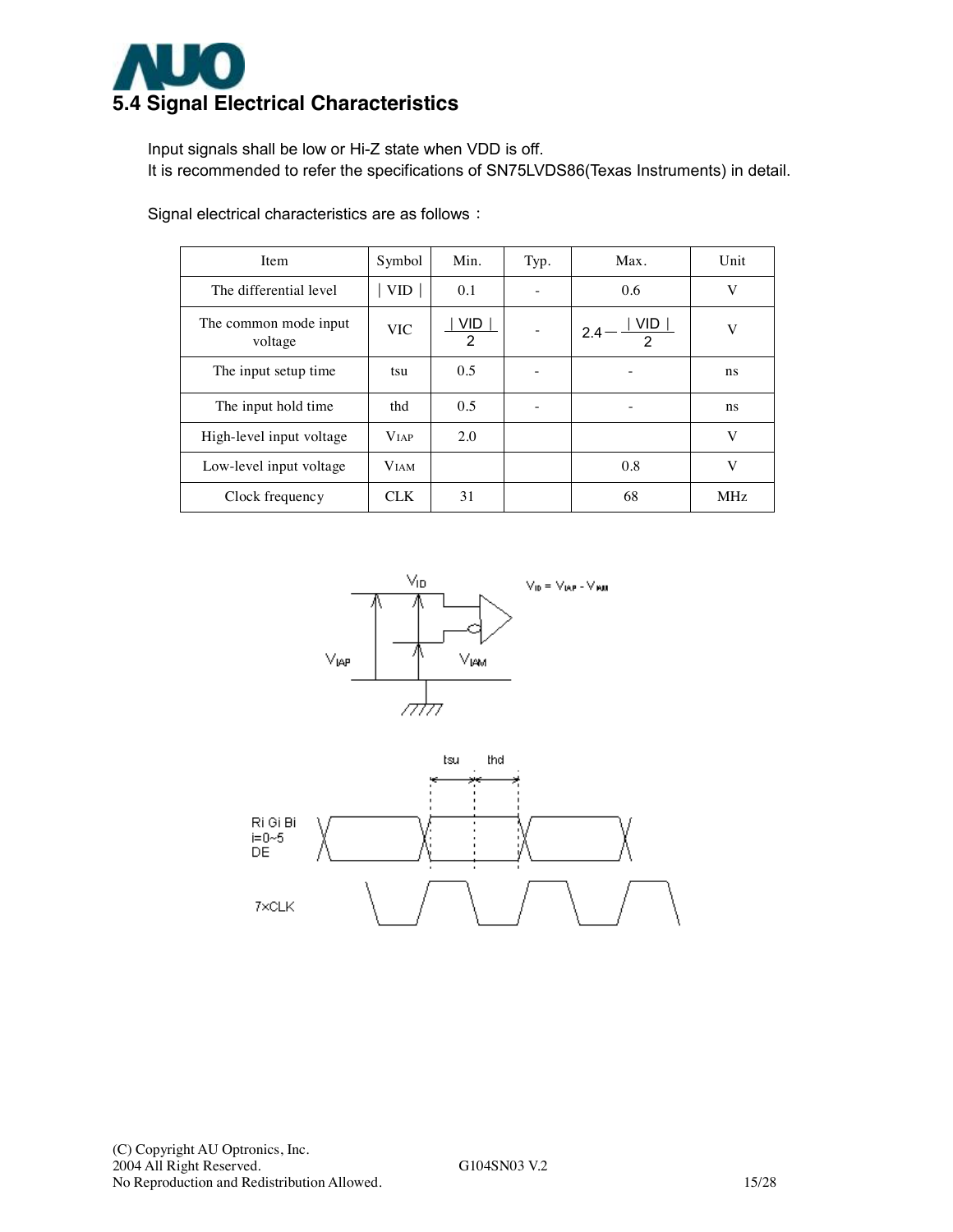## 5.4 Signal Electrical Characteristics

Input signals shall be low or Hi-Z state when VDD is off.
It is recommended to refer the specifications of SN75LVDS86(Texas Instruments) in detail.

Signal electrical characteristics are as follows：

| Item | Symbol | Min. | Typ. | Max. | Unit |
|---|---|---|---|---|---|
| The differential level | $\lvert VID \rvert$ | 0.1 | - | 0.6 | V |
| The common mode input voltage | VIC | $\frac{\lvert VID \rvert}{2}$ | - | $2.4 - \frac{\lvert VID \rvert}{2}$ | V |
| The input setup time | tsu | 0.5 | - | - | ns |
| The input hold time | thd | 0.5 | - | - | ns |
| High-level input voltage | $V_{IAP}$ | 2.0 | | | V |
| Low-level input voltage | $V_{IAM}$ | | | 0.8 | V |
| Clock frequency | CLK | 31 | | 68 | MHz |

$V_{ID} = V_{IAP} - V_{IAM}$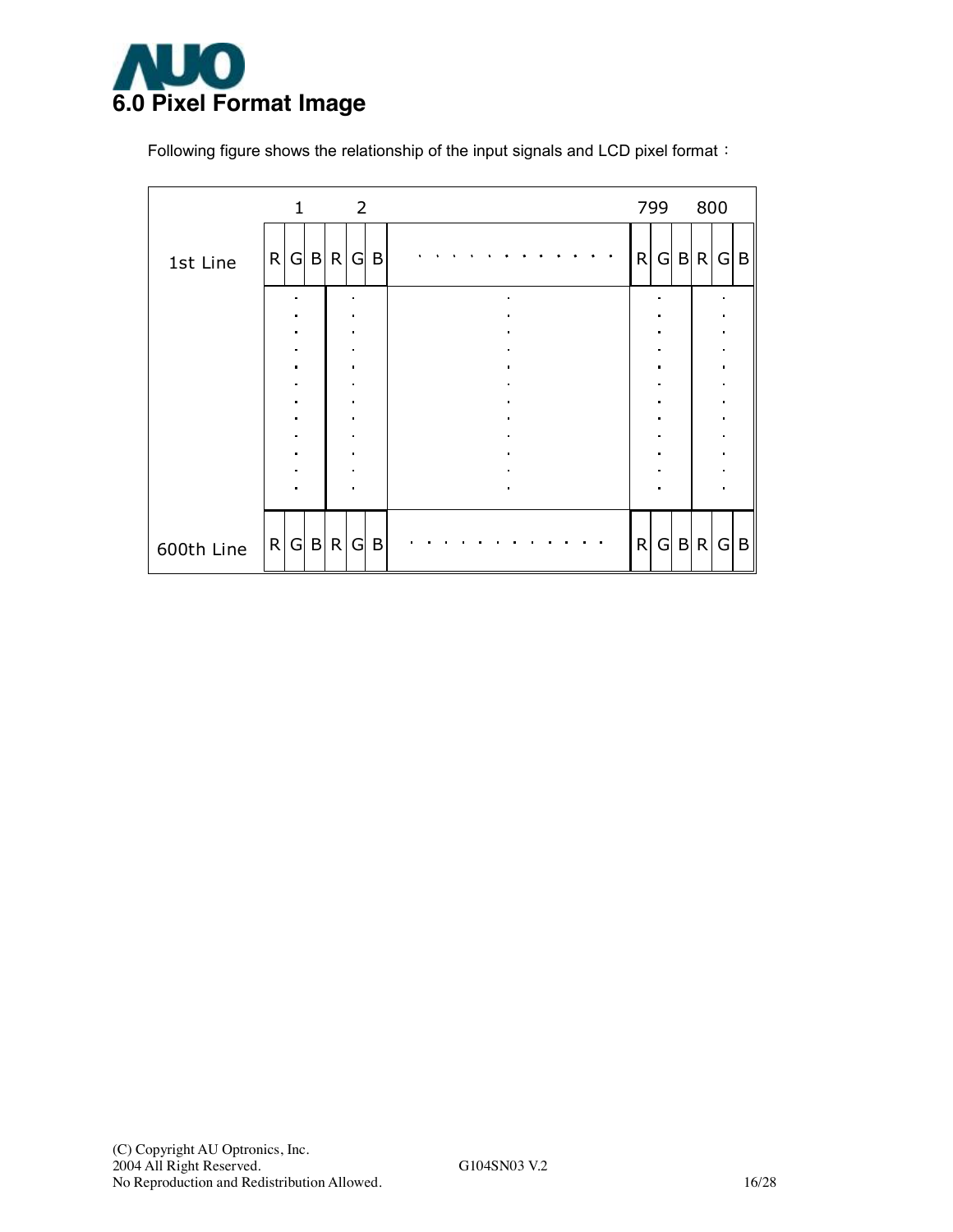# 6.0 Pixel Format Image

Following figure shows the relationship of the input signals and LCD pixel format：

| | 1 | | | 2 | | | | 799 | | | 800 | | |
|---|---|---|---|---|---|---|---|---|---|---|---|---|---|
| 1st Line | R | G | B | R | G | B | . . . . . . . . . . . . | R | G | B | R | G | B |
| | : | | | : | | | : | : | | | : | | |
| 600th Line | R | G | B | R | G | B | . . . . . . . . . . . . | R | G | B | R | G | B |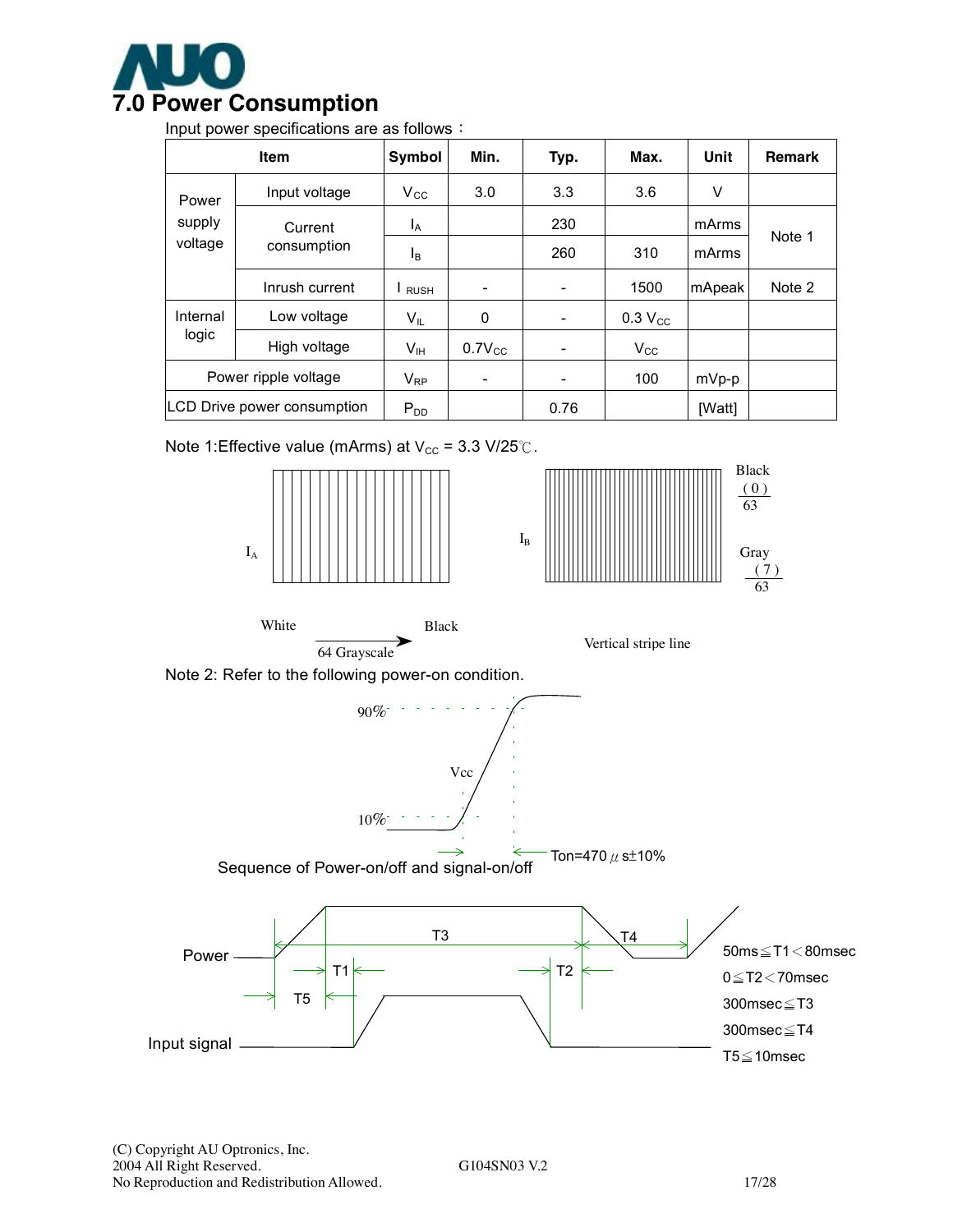# 7.0 Power Consumption

Input power specifications are as follows：

| Item | | Symbol | Min. | Typ. | Max. | Unit | Remark |
|---|---|---|---|---|---|---|---|
| Power supply voltage | Input voltage | $V_{CC}$ | 3.0 | 3.3 | 3.6 | V | |
| | Current consumption | $I_A$ | | 230 | | mArms | Note 1 |
| | | $I_B$ | | 260 | 310 | mArms | |
| | Inrush current | $I_{RUSH}$ | - | - | 1500 | mApeak | Note 2 |
| Internal logic | Low voltage | $V_{IL}$ | 0 | - | 0.3 $V_{CC}$ | | |
| | High voltage | $V_{IH}$ | 0.7$V_{CC}$ | - | $V_{CC}$ | | |
| Power ripple voltage | | $V_{RP}$ | - | - | 100 | mVp-p | |
| LCD Drive power consumption | | $P_{DD}$ | | 0.76 | | [Watt] | |

Note 1:Effective value (mArms) at $V_{CC}$ = 3.3 V/25℃.

$I_A$ — White → Black, 64 Grayscale

$I_B$ — Black (0)/63, Gray (7)/63, Vertical stripe line

Note 2: Refer to the following power-on condition.

90%, 10%, Vcc, Ton=470 µs±10%

Sequence of Power-on/off and signal-on/off

Power, Input signal, T1, T2, T3, T4, T5

50ms≦T1＜80msec

0≦T2＜70msec

300msec≦T3

300msec≦T4

T5≦10msec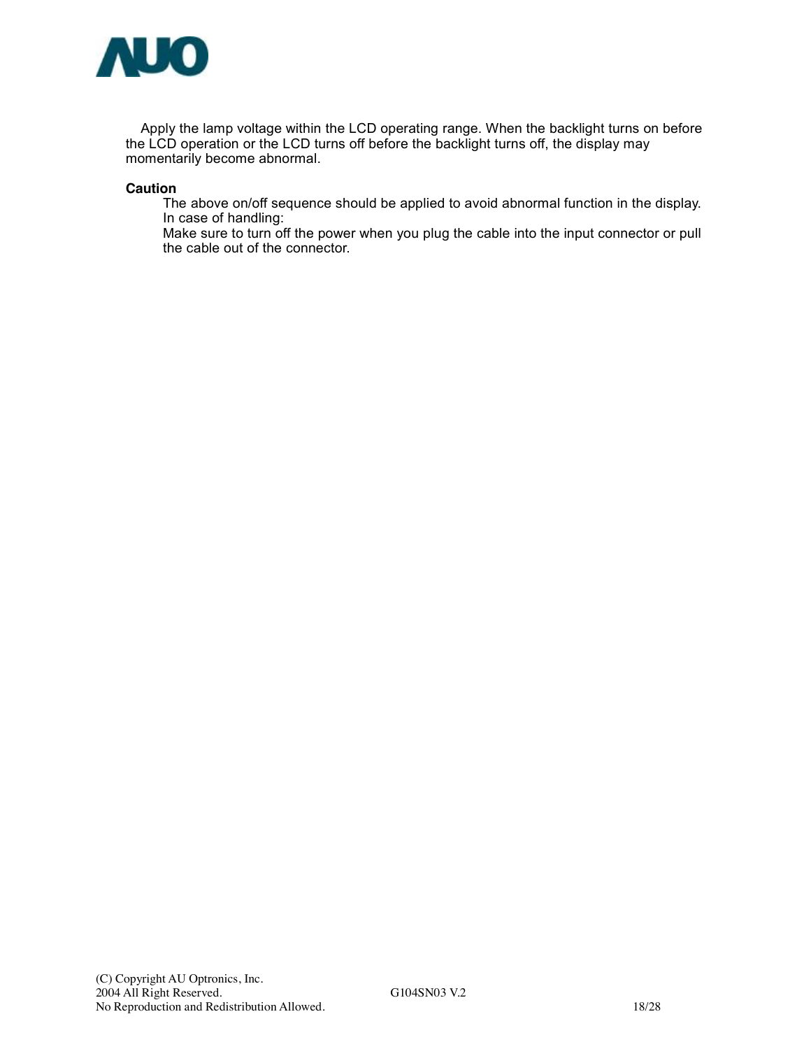Apply the lamp voltage within the LCD operating range. When the backlight turns on before the LCD operation or the LCD turns off before the backlight turns off, the display may momentarily become abnormal.

**Caution**

The above on/off sequence should be applied to avoid abnormal function in the display.
In case of handling:
Make sure to turn off the power when you plug the cable into the input connector or pull the cable out of the connector.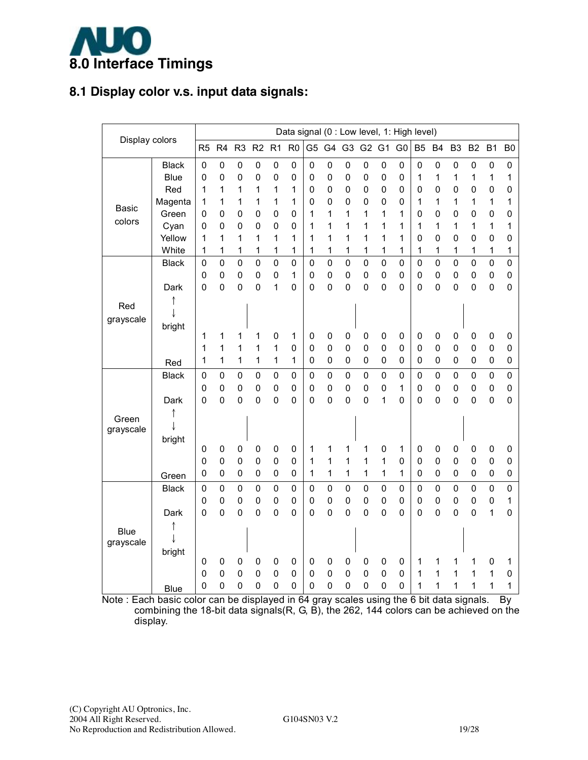# 8.0 Interface Timings

## 8.1 Display color v.s. input data signals:

| Display colors | | R5 | R4 | R3 | R2 | R1 | R0 | G5 | G4 | G3 | G2 | G1 | G0 | B5 | B4 | B3 | B2 | B1 | B0 |
|---|---|---|---|---|---|---|---|---|---|---|---|---|---|---|---|---|---|---|---|
| | | Data signal (0 : Low level, 1: High level) | | | | | | | | | | | | | | | | | |
| Basic colors | Black | 0 | 0 | 0 | 0 | 0 | 0 | 0 | 0 | 0 | 0 | 0 | 0 | 0 | 0 | 0 | 0 | 0 | 0 |
| | Blue | 0 | 0 | 0 | 0 | 0 | 0 | 0 | 0 | 0 | 0 | 0 | 0 | 1 | 1 | 1 | 1 | 1 | 1 |
| | Red | 1 | 1 | 1 | 1 | 1 | 1 | 0 | 0 | 0 | 0 | 0 | 0 | 0 | 0 | 0 | 0 | 0 | 0 |
| | Magenta | 1 | 1 | 1 | 1 | 1 | 1 | 0 | 0 | 0 | 0 | 0 | 0 | 1 | 1 | 1 | 1 | 1 | 1 |
| | Green | 0 | 0 | 0 | 0 | 0 | 0 | 1 | 1 | 1 | 1 | 1 | 1 | 0 | 0 | 0 | 0 | 0 | 0 |
| | Cyan | 0 | 0 | 0 | 0 | 0 | 0 | 1 | 1 | 1 | 1 | 1 | 1 | 1 | 1 | 1 | 1 | 1 | 1 |
| | Yellow | 1 | 1 | 1 | 1 | 1 | 1 | 1 | 1 | 1 | 1 | 1 | 1 | 0 | 0 | 0 | 0 | 0 | 0 |
| | White | 1 | 1 | 1 | 1 | 1 | 1 | 1 | 1 | 1 | 1 | 1 | 1 | 1 | 1 | 1 | 1 | 1 | 1 |
| Red grayscale | Black | 0 | 0 | 0 | 0 | 0 | 0 | 0 | 0 | 0 | 0 | 0 | 0 | 0 | 0 | 0 | 0 | 0 | 0 |
| | | 0 | 0 | 0 | 0 | 0 | 1 | 0 | 0 | 0 | 0 | 0 | 0 | 0 | 0 | 0 | 0 | 0 | 0 |
| | Dark | 0 | 0 | 0 | 0 | 1 | 0 | 0 | 0 | 0 | 0 | 0 | 0 | 0 | 0 | 0 | 0 | 0 | 0 |
| | ↑ ↓ | | | \| | | | | | | \| | | | | | | \| | | | |
| | bright | 1 | 1 | 1 | 1 | 0 | 1 | 0 | 0 | 0 | 0 | 0 | 0 | 0 | 0 | 0 | 0 | 0 | 0 |
| | | 1 | 1 | 1 | 1 | 1 | 0 | 0 | 0 | 0 | 0 | 0 | 0 | 0 | 0 | 0 | 0 | 0 | 0 |
| | Red | 1 | 1 | 1 | 1 | 1 | 1 | 0 | 0 | 0 | 0 | 0 | 0 | 0 | 0 | 0 | 0 | 0 | 0 |
| Green grayscale | Black | 0 | 0 | 0 | 0 | 0 | 0 | 0 | 0 | 0 | 0 | 0 | 0 | 0 | 0 | 0 | 0 | 0 | 0 |
| | | 0 | 0 | 0 | 0 | 0 | 0 | 0 | 0 | 0 | 0 | 0 | 1 | 0 | 0 | 0 | 0 | 0 | 0 |
| | Dark | 0 | 0 | 0 | 0 | 0 | 0 | 0 | 0 | 0 | 0 | 1 | 0 | 0 | 0 | 0 | 0 | 0 | 0 |
| | ↑ ↓ | | | \| | | | | | | \| | | | | | | \| | | | |
| | bright | 0 | 0 | 0 | 0 | 0 | 0 | 1 | 1 | 1 | 1 | 0 | 1 | 0 | 0 | 0 | 0 | 0 | 0 |
| | | 0 | 0 | 0 | 0 | 0 | 0 | 1 | 1 | 1 | 1 | 1 | 0 | 0 | 0 | 0 | 0 | 0 | 0 |
| | Green | 0 | 0 | 0 | 0 | 0 | 0 | 1 | 1 | 1 | 1 | 1 | 1 | 0 | 0 | 0 | 0 | 0 | 0 |
| Blue grayscale | Black | 0 | 0 | 0 | 0 | 0 | 0 | 0 | 0 | 0 | 0 | 0 | 0 | 0 | 0 | 0 | 0 | 0 | 0 |
| | | 0 | 0 | 0 | 0 | 0 | 0 | 0 | 0 | 0 | 0 | 0 | 0 | 0 | 0 | 0 | 0 | 0 | 1 |
| | Dark | 0 | 0 | 0 | 0 | 0 | 0 | 0 | 0 | 0 | 0 | 0 | 0 | 0 | 0 | 0 | 0 | 1 | 0 |
| | ↑ ↓ | | | \| | | | | | | \| | | | | | | \| | | | |
| | bright | 0 | 0 | 0 | 0 | 0 | 0 | 0 | 0 | 0 | 0 | 0 | 0 | 1 | 1 | 1 | 1 | 0 | 1 |
| | | 0 | 0 | 0 | 0 | 0 | 0 | 0 | 0 | 0 | 0 | 0 | 0 | 1 | 1 | 1 | 1 | 1 | 0 |
| | Blue | 0 | 0 | 0 | 0 | 0 | 0 | 0 | 0 | 0 | 0 | 0 | 0 | 1 | 1 | 1 | 1 | 1 | 1 |

Note : Each basic color can be displayed in 64 gray scales using the 6 bit data signals. By combining the 18-bit data signals(R, G, B), the 262, 144 colors can be achieved on the display.

(C) Copyright AU Optronics, Inc.
2004 All Right Reserved.
No Reproduction and Redistribution Allowed.

G104SN03 V.2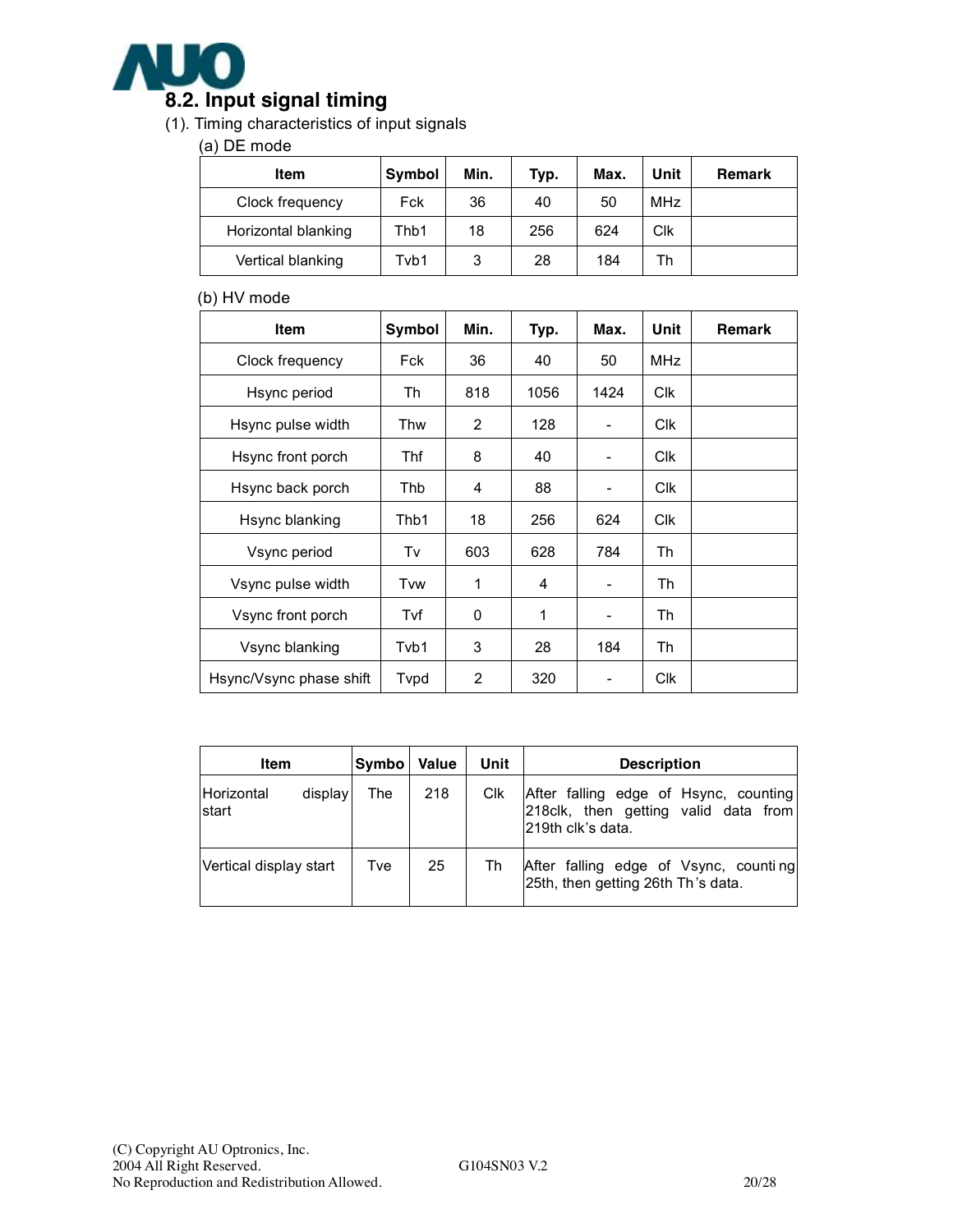## 8.2. Input signal timing

(1). Timing characteristics of input signals

(a) DE mode

| Item | Symbol | Min. | Typ. | Max. | Unit | Remark |
|---|---|---|---|---|---|---|
| Clock frequency | Fck | 36 | 40 | 50 | MHz | |
| Horizontal blanking | Thb1 | 18 | 256 | 624 | Clk | |
| Vertical blanking | Tvb1 | 3 | 28 | 184 | Th | |

(b) HV mode

| Item | Symbol | Min. | Typ. | Max. | Unit | Remark |
|---|---|---|---|---|---|---|
| Clock frequency | Fck | 36 | 40 | 50 | MHz | |
| Hsync period | Th | 818 | 1056 | 1424 | Clk | |
| Hsync pulse width | Thw | 2 | 128 | - | Clk | |
| Hsync front porch | Thf | 8 | 40 | - | Clk | |
| Hsync back porch | Thb | 4 | 88 | - | Clk | |
| Hsync blanking | Thb1 | 18 | 256 | 624 | Clk | |
| Vsync period | Tv | 603 | 628 | 784 | Th | |
| Vsync pulse width | Tvw | 1 | 4 | - | Th | |
| Vsync front porch | Tvf | 0 | 1 | - | Th | |
| Vsync blanking | Tvb1 | 3 | 28 | 184 | Th | |
| Hsync/Vsync phase shift | Tvpd | 2 | 320 | - | Clk | |

| Item | Symbo | Value | Unit | Description |
|---|---|---|---|---|
| Horizontal display start | The | 218 | Clk | After falling edge of Hsync, counting 218clk, then getting valid data from 219th clk's data. |
| Vertical display start | Tve | 25 | Th | After falling edge of Vsync, counting 25th, then getting 26th Th's data. |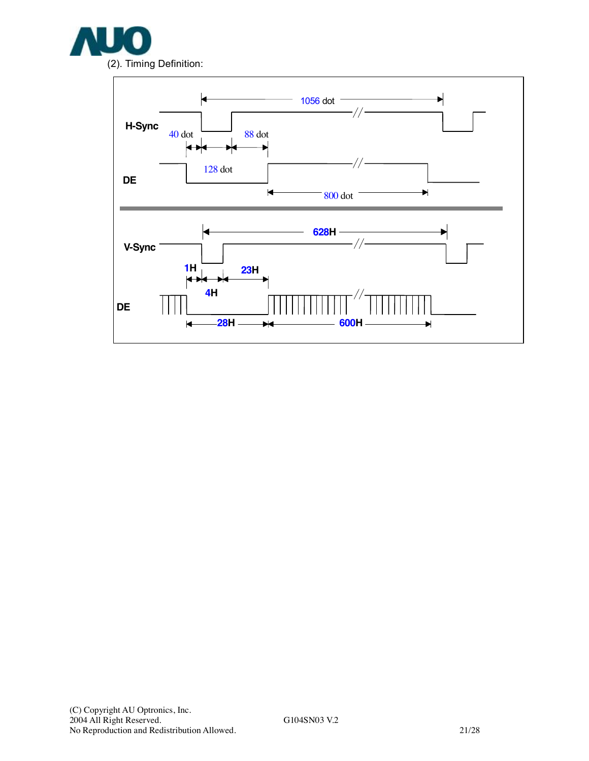(2). Timing Definition:

H-Sync

1056 dot

40 dot

88 dot

128 dot

DE

800 dot

V-Sync

628H

1H

23H

4H

DE

28H

600H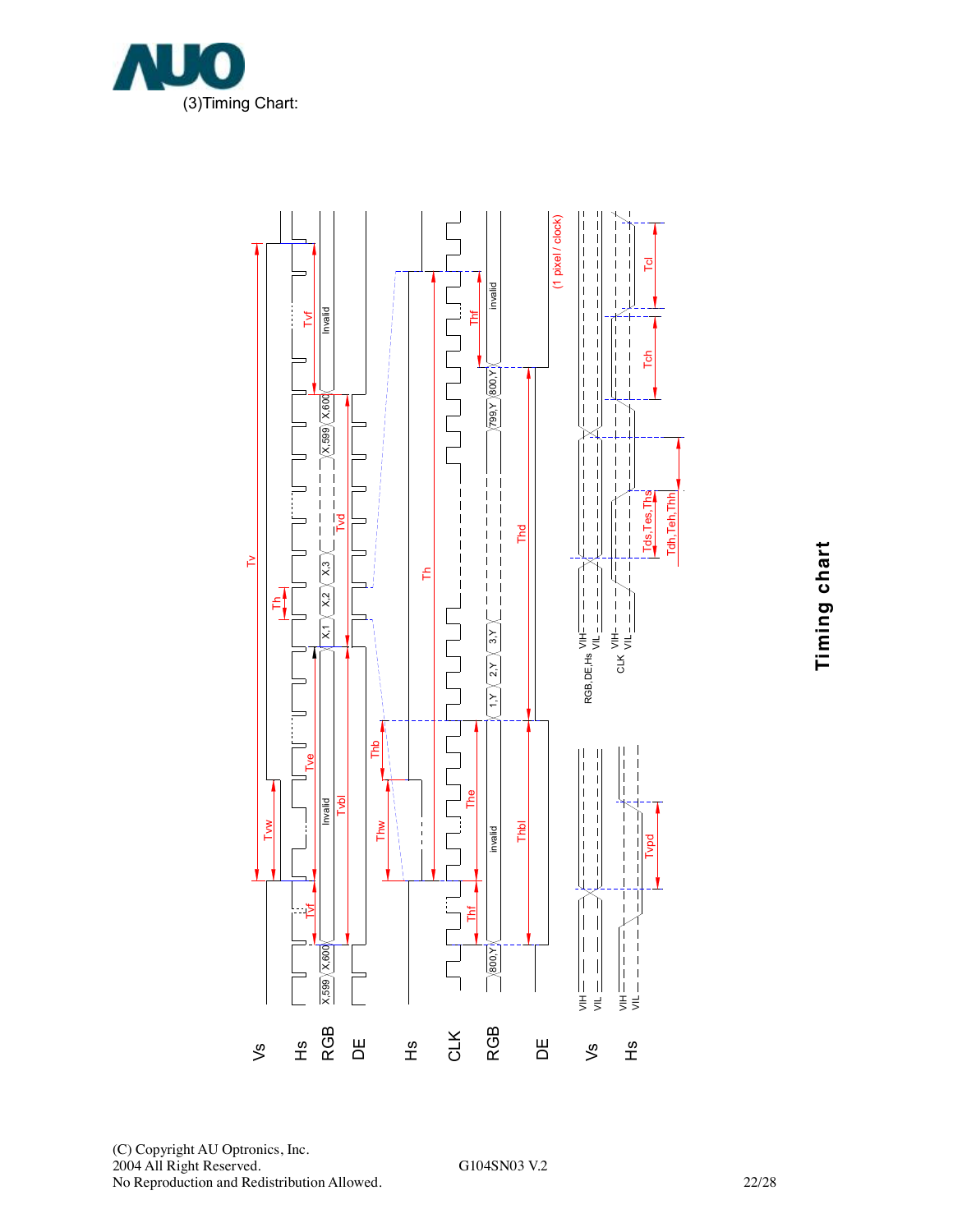(3)Timing Chart:

**Timing chart**

Vs

Hs

RGB

DE

Hs

CLK

RGB

DE

Vs

Hs

Tv

Tvw

Tve

Tvf

Tvd

Tvbl

Th

Invalid

X,599 X,600 X,1 X,2 X,3 X,599 X,600

Thb

Thw

The

Thf

Thd

Thbl

invalid

800,Y 1,Y 2,Y 3,Y 799,Y 800,Y

(1 pixel / clock)

RGB,DE,Hs VIH VIL

CLK VIH VIL

Tds,Tes,Ths

Tdh,Teh,Thh

Tch

Tcl

Tvpd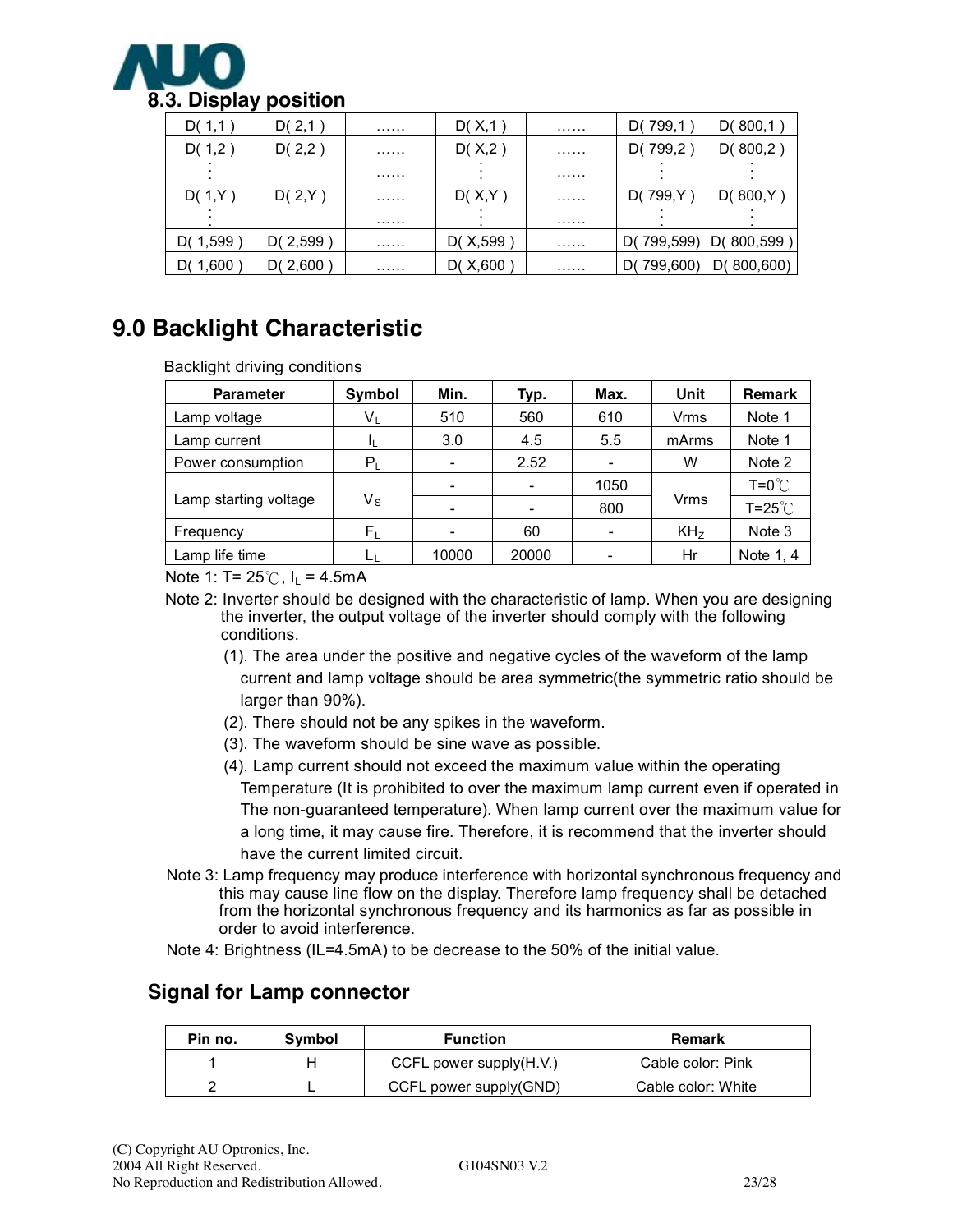### 8.3. Display position

| D( 1,1 ) | D( 2,1 ) | …… | D( X,1 ) | …… | D( 799,1 ) | D( 800,1 ) |
|---|---|---|---|---|---|---|
| D( 1,2 ) | D( 2,2 ) | …… | D( X,2 ) | …… | D( 799,2 ) | D( 800,2 ) |
| ⋮ | | …… | ⋮ | …… | ⋮ | ⋮ |
| D( 1,Y ) | D( 2,Y ) | …… | D( X,Y ) | …… | D( 799,Y ) | D( 800,Y ) |
| ⋮ | | …… | ⋮ | …… | ⋮ | ⋮ |
| D( 1,599 ) | D( 2,599 ) | …… | D( X,599 ) | …… | D( 799,599) | D( 800,599 ) |
| D( 1,600 ) | D( 2,600 ) | …… | D( X,600 ) | …… | D( 799,600) | D( 800,600) |

## 9.0 Backlight Characteristic

Backlight driving conditions

| Parameter | Symbol | Min. | Typ. | Max. | Unit | Remark |
|---|---|---|---|---|---|---|
| Lamp voltage | $V_L$ | 510 | 560 | 610 | Vrms | Note 1 |
| Lamp current | $I_L$ | 3.0 | 4.5 | 5.5 | mArms | Note 1 |
| Power consumption | $P_L$ | - | 2.52 | - | W | Note 2 |
| Lamp starting voltage | $V_S$ | - | - | 1050 | Vrms | T=0℃ |
| | | - | - | 800 | | T=25℃ |
| Frequency | $F_L$ | - | 60 | - | $KH_Z$ | Note 3 |
| Lamp life time | $L_L$ | 10000 | 20000 | - | Hr | Note 1, 4 |

Note 1: T= 25℃, $I_L$ = 4.5mA

Note 2: Inverter should be designed with the characteristic of lamp. When you are designing the inverter, the output voltage of the inverter should comply with the following conditions.

(1). The area under the positive and negative cycles of the waveform of the lamp current and lamp voltage should be area symmetric(the symmetric ratio should be larger than 90%).

(2). There should not be any spikes in the waveform.

(3). The waveform should be sine wave as possible.

(4). Lamp current should not exceed the maximum value within the operating Temperature (It is prohibited to over the maximum lamp current even if operated in The non-guaranteed temperature). When lamp current over the maximum value for a long time, it may cause fire. Therefore, it is recommend that the inverter should have the current limited circuit.

Note 3: Lamp frequency may produce interference with horizontal synchronous frequency and this may cause line flow on the display. Therefore lamp frequency shall be detached from the horizontal synchronous frequency and its harmonics as far as possible in order to avoid interference.

Note 4: Brightness (IL=4.5mA) to be decrease to the 50% of the initial value.

### Signal for Lamp connector

| Pin no. | Symbol | Function | Remark |
|---|---|---|---|
| 1 | H | CCFL power supply(H.V.) | Cable color: Pink |
| 2 | L | CCFL power supply(GND) | Cable color: White |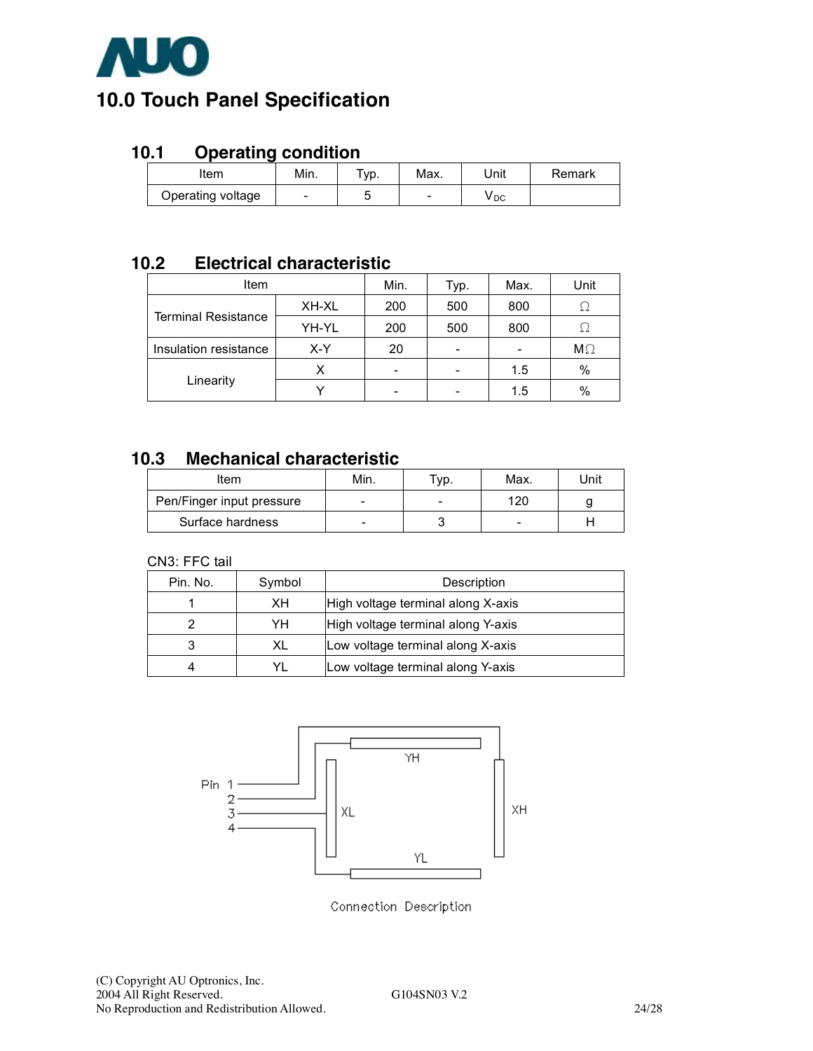# 10.0 Touch Panel Specification

## 10.1 Operating condition

| Item | Min. | Typ. | Max. | Unit | Remark |
|---|---|---|---|---|---|
| Operating voltage | - | 5 | - | $V_{DC}$ | |

## 10.2 Electrical characteristic

| Item | | Min. | Typ. | Max. | Unit |
|---|---|---|---|---|---|
| Terminal Resistance | XH-XL | 200 | 500 | 800 | Ω |
| | YH-YL | 200 | 500 | 800 | Ω |
| Insulation resistance | X-Y | 20 | - | - | MΩ |
| Linearity | X | - | - | 1.5 | % |
| | Y | - | - | 1.5 | % |

## 10.3 Mechanical characteristic

| Item | Min. | Typ. | Max. | Unit |
|---|---|---|---|---|
| Pen/Finger input pressure | - | - | 120 | g |
| Surface hardness | - | 3 | - | H |

CN3: FFC tail

| Pin. No. | Symbol | Description |
|---|---|---|
| 1 | XH | High voltage terminal along X-axis |
| 2 | YH | High voltage terminal along Y-axis |
| 3 | XL | Low voltage terminal along X-axis |
| 4 | YL | Low voltage terminal along Y-axis |

Pin 1, 2, 3, 4 — YH, XL, XH, YL

Connection Description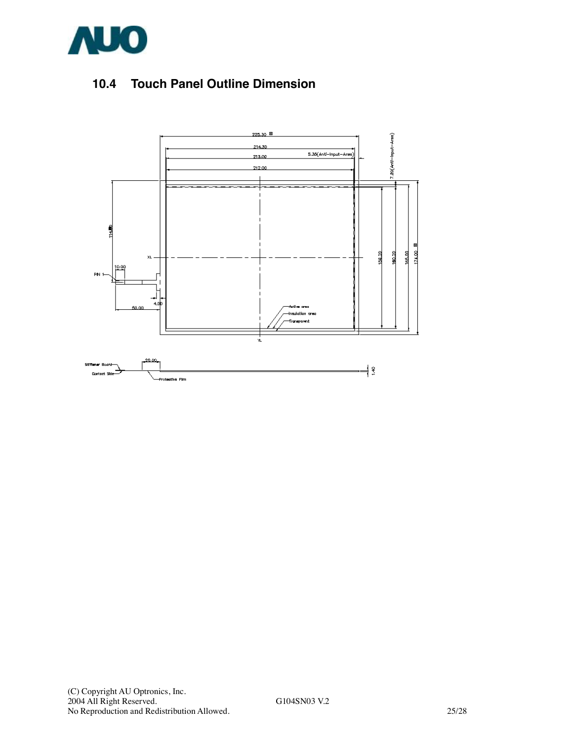## 10.4 Touch Panel Outline Dimension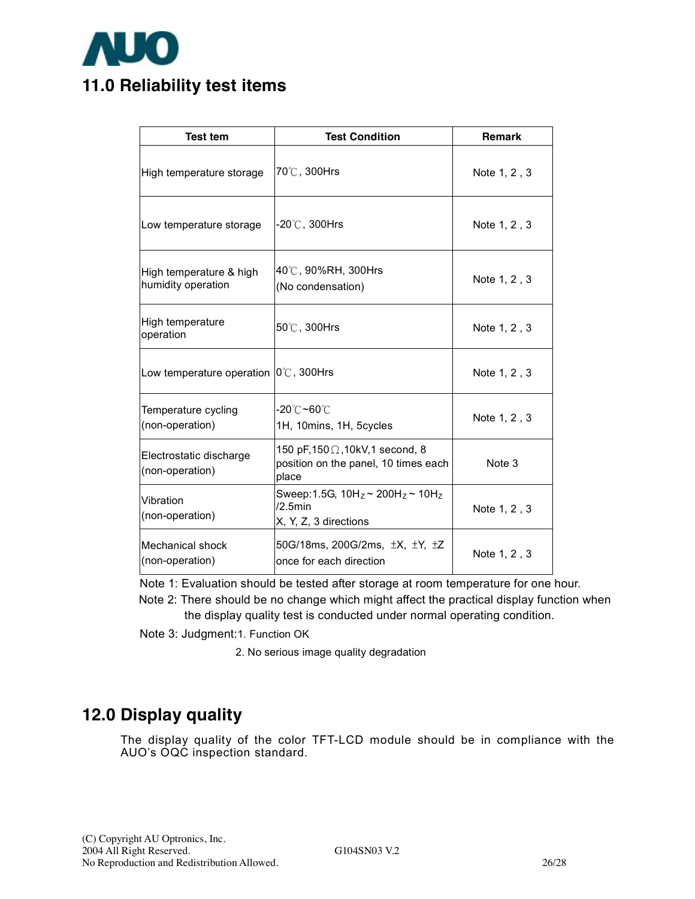## 11.0 Reliability test items

| Test tem | Test Condition | Remark |
|---|---|---|
| High temperature storage | 70℃, 300Hrs | Note 1, 2 , 3 |
| Low temperature storage | -20℃, 300Hrs | Note 1, 2 , 3 |
| High temperature & high humidity operation | 40℃, 90%RH, 300Hrs (No condensation) | Note 1, 2 , 3 |
| High temperature operation | 50℃, 300Hrs | Note 1, 2 , 3 |
| Low temperature operation | 0℃, 300Hrs | Note 1, 2 , 3 |
| Temperature cycling (non-operation) | -20℃~60℃ 1H, 10mins, 1H, 5cycles | Note 1, 2 , 3 |
| Electrostatic discharge (non-operation) | 150 pF,150Ω,10kV,1 second, 8 position on the panel, 10 times each place | Note 3 |
| Vibration (non-operation) | Sweep:1.5G, $10H_Z$ ~ $200H_Z$ ~ $10H_Z$ /2.5min X, Y, Z, 3 directions | Note 1, 2 , 3 |
| Mechanical shock (non-operation) | 50G/18ms, 200G/2ms, ±X, ±Y, ±Z once for each direction | Note 1, 2 , 3 |

Note 1: Evaluation should be tested after storage at room temperature for one hour.

Note 2: There should be no change which might affect the practical display function when the display quality test is conducted under normal operating condition.

Note 3: Judgment:1. Function OK

2. No serious image quality degradation

## 12.0 Display quality

The display quality of the color TFT-LCD module should be in compliance with the AUO's OQC inspection standard.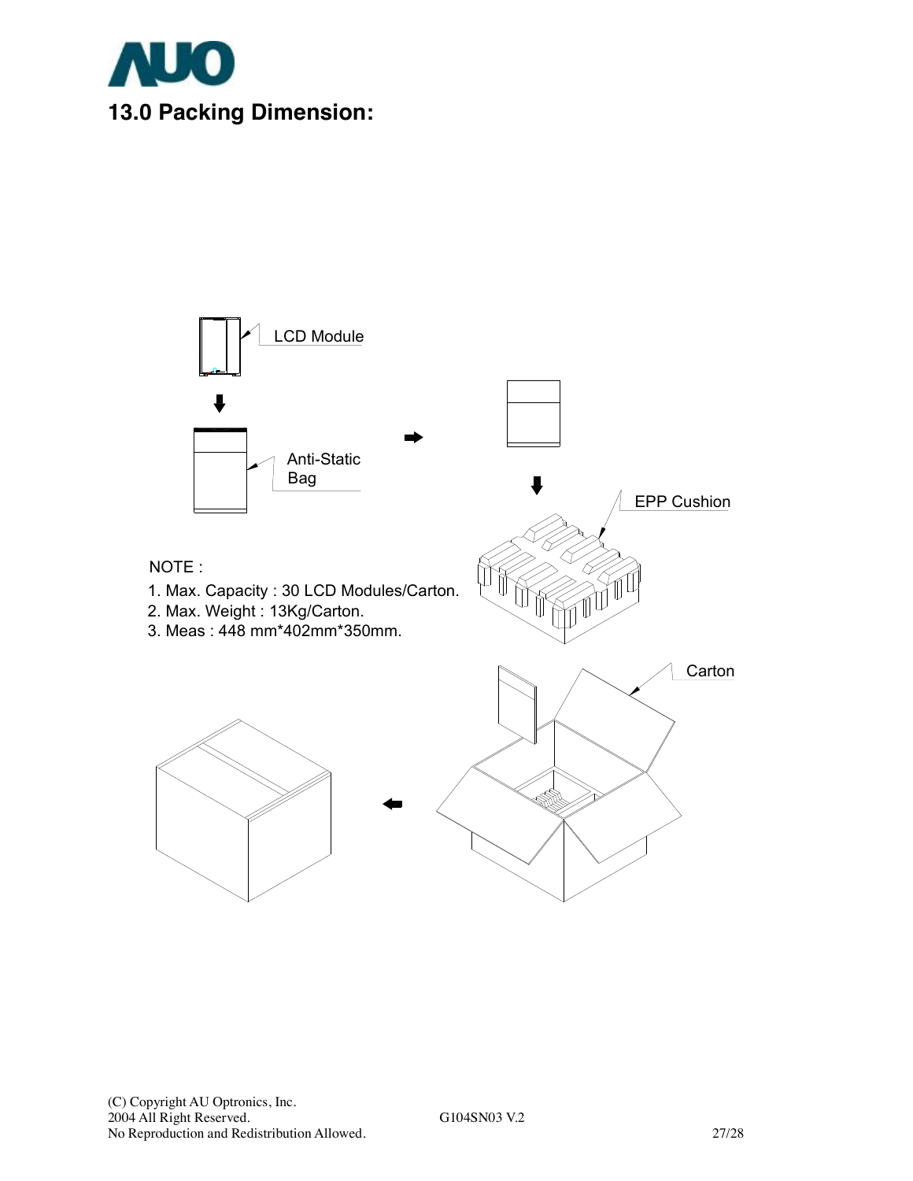## 13.0 Packing Dimension:

LCD Module

Anti-Static Bag

EPP Cushion

Carton

NOTE :

1. Max. Capacity : 30 LCD Modules/Carton.
2. Max. Weight : 13Kg/Carton.
3. Meas : 448 mm*402mm*350mm.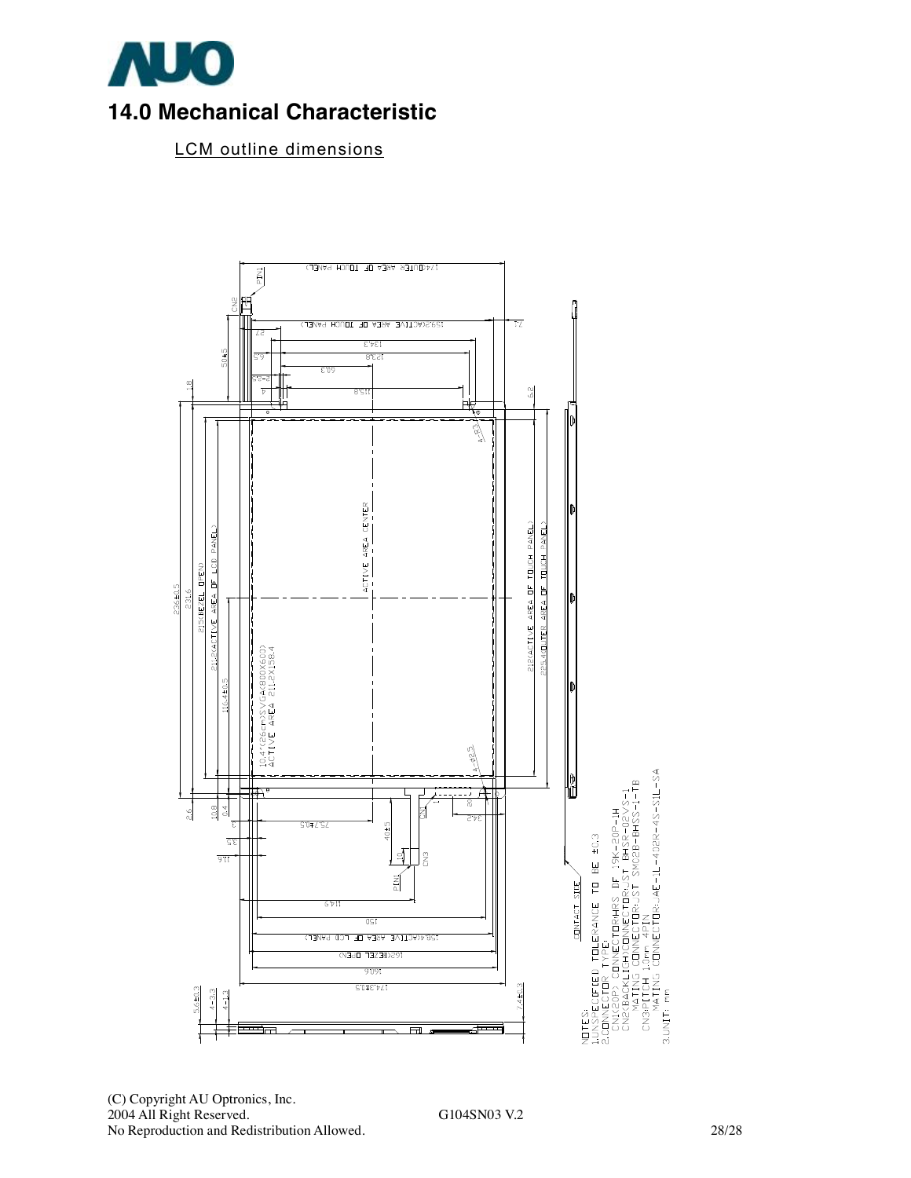# 14.0 Mechanical Characteristic

LCM outline dimensions

174(OUTER AREA OF TOUCH PANEL)
159.2(ACTIVE AREA OF TOUCH PANEL)
134.3
123.8
60.3
115.8
50±5
236±0.5
231.6
215(BEZEL OPEN)
211.2(ACTIVE AREA OF LCD PANEL)
116.4±0.5
10.4"(26cm)SVGA(800X600)
ACTIVE AREA 211.2X158.4
ACTIVE AREA CENTER
213(ACTIVE AREA OF TOUCH PANEL)
225.4(OUTER AREA OF TOUCH PANEL)
75.2±0.5
40±5
114.5
150
158.4(ACTIVE AREA OF LCD PANEL)
162(BEZEL OPEN)
166.6
174.2±0.5
5.6±0.3
7.4±0.3
CONTACT SIDE
CN1
CN2
CN3
PIN1

NOTES:
1.UNSPECIFIED TOLERANCE TO BE ±0.3
2.CONNECTOR TYPE:
CN1(20P) CONNECTOR:HRS DF 19K-20P-1H
CN2(BACKLIGHT)CONNECTOR:JST BHSR-02VS-1
MATING CONNECTOR:JST SM02B-BHSS-1-TB
CN3:PITCH 1.0mm 4PIN
MATING CONNECTOR:JAE-IL-4O2R-4S-S1L-SA
3.UNIT: mm